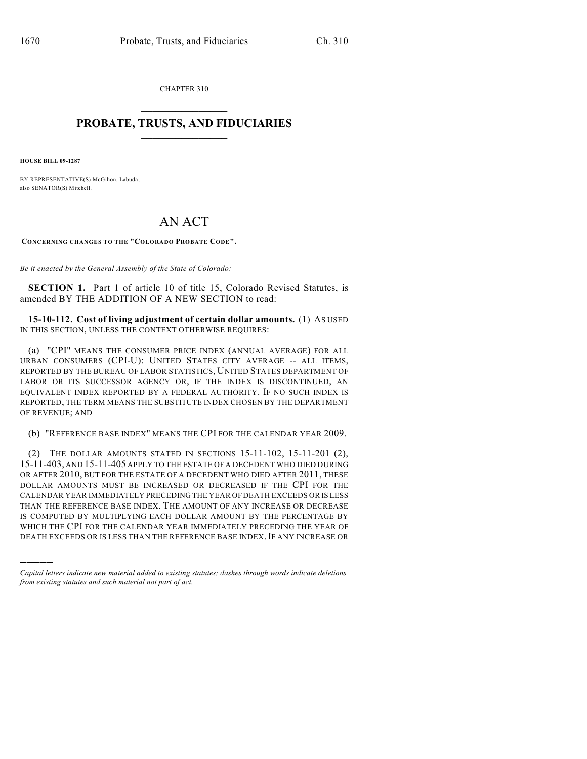CHAPTER 310

# PROBATE, TRUSTS, AND FIDUCIARIES

**HOUSE BILL 09-1287**

BY REPRESENTATIVE(S) McGihon, Labuda;
also SENATOR(S) Mitchell.

# AN ACT

**CONCERNING CHANGES TO THE "COLORADO PROBATE CODE".**

*Be it enacted by the General Assembly of the State of Colorado:*

**SECTION 1.** Part 1 of article 10 of title 15, Colorado Revised Statutes, is amended BY THE ADDITION OF A NEW SECTION to read:

**15-10-112. Cost of living adjustment of certain dollar amounts.** (1) AS USED IN THIS SECTION, UNLESS THE CONTEXT OTHERWISE REQUIRES:

(a) "CPI" MEANS THE CONSUMER PRICE INDEX (ANNUAL AVERAGE) FOR ALL URBAN CONSUMERS (CPI-U): UNITED STATES CITY AVERAGE -- ALL ITEMS, REPORTED BY THE BUREAU OF LABOR STATISTICS, UNITED STATES DEPARTMENT OF LABOR OR ITS SUCCESSOR AGENCY OR, IF THE INDEX IS DISCONTINUED, AN EQUIVALENT INDEX REPORTED BY A FEDERAL AUTHORITY. IF NO SUCH INDEX IS REPORTED, THE TERM MEANS THE SUBSTITUTE INDEX CHOSEN BY THE DEPARTMENT OF REVENUE; AND

(b) "REFERENCE BASE INDEX" MEANS THE CPI FOR THE CALENDAR YEAR 2009.

(2) THE DOLLAR AMOUNTS STATED IN SECTIONS 15-11-102, 15-11-201 (2), 15-11-403, AND 15-11-405 APPLY TO THE ESTATE OF A DECEDENT WHO DIED DURING OR AFTER 2010, BUT FOR THE ESTATE OF A DECEDENT WHO DIED AFTER 2011, THESE DOLLAR AMOUNTS MUST BE INCREASED OR DECREASED IF THE CPI FOR THE CALENDAR YEAR IMMEDIATELY PRECEDING THE YEAR OF DEATH EXCEEDS OR IS LESS THAN THE REFERENCE BASE INDEX. THE AMOUNT OF ANY INCREASE OR DECREASE IS COMPUTED BY MULTIPLYING EACH DOLLAR AMOUNT BY THE PERCENTAGE BY WHICH THE CPI FOR THE CALENDAR YEAR IMMEDIATELY PRECEDING THE YEAR OF DEATH EXCEEDS OR IS LESS THAN THE REFERENCE BASE INDEX. IF ANY INCREASE OR

---

*Capital letters indicate new material added to existing statutes; dashes through words indicate deletions from existing statutes and such material not part of act.*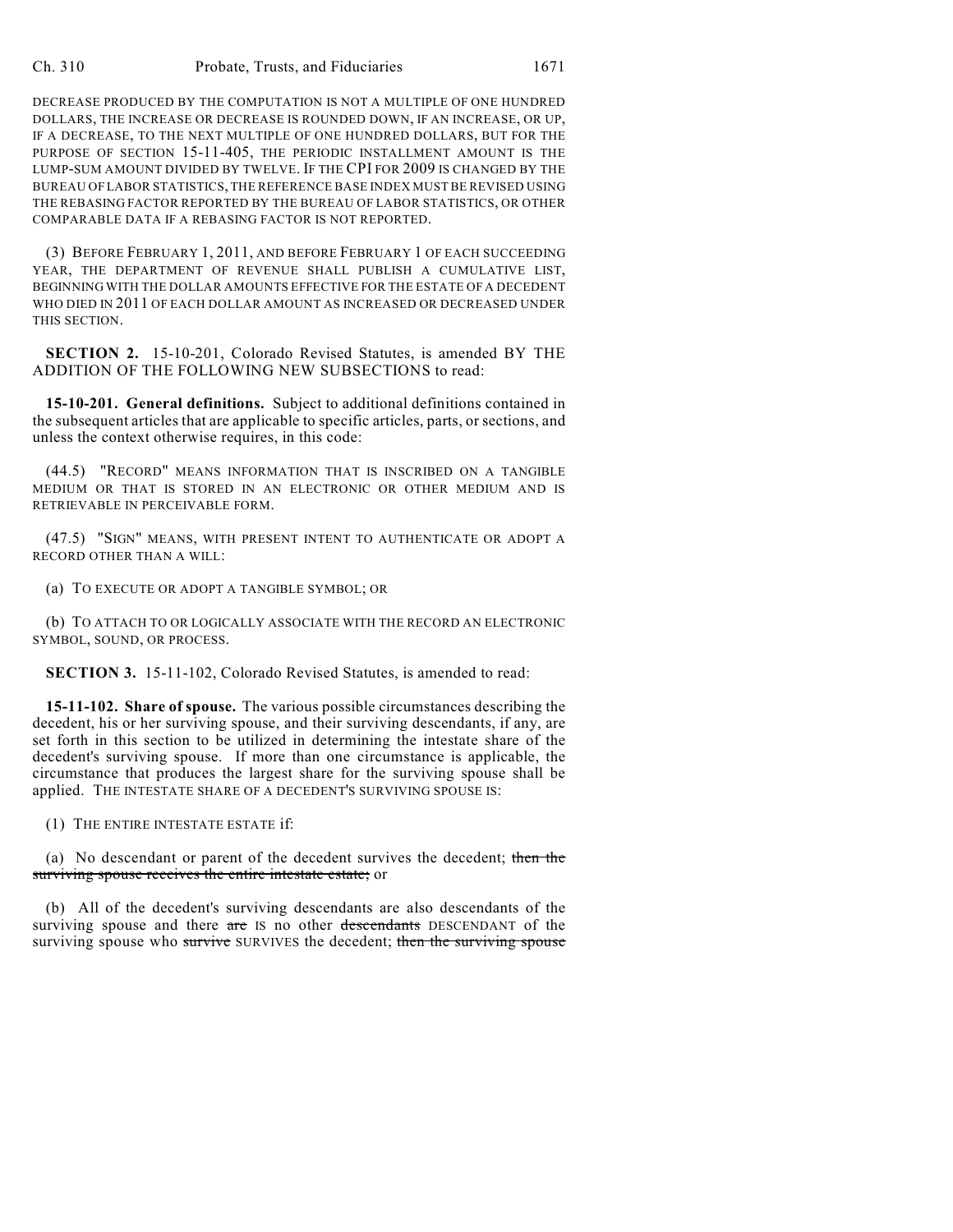DECREASE PRODUCED BY THE COMPUTATION IS NOT A MULTIPLE OF ONE HUNDRED DOLLARS, THE INCREASE OR DECREASE IS ROUNDED DOWN, IF AN INCREASE, OR UP, IF A DECREASE, TO THE NEXT MULTIPLE OF ONE HUNDRED DOLLARS, BUT FOR THE PURPOSE OF SECTION 15-11-405, THE PERIODIC INSTALLMENT AMOUNT IS THE LUMP-SUM AMOUNT DIVIDED BY TWELVE. IF THE CPI FOR 2009 IS CHANGED BY THE BUREAU OF LABOR STATISTICS, THE REFERENCE BASE INDEX MUST BE REVISED USING THE REBASING FACTOR REPORTED BY THE BUREAU OF LABOR STATISTICS, OR OTHER COMPARABLE DATA IF A REBASING FACTOR IS NOT REPORTED.

(3) BEFORE FEBRUARY 1, 2011, AND BEFORE FEBRUARY 1 OF EACH SUCCEEDING YEAR, THE DEPARTMENT OF REVENUE SHALL PUBLISH A CUMULATIVE LIST, BEGINNING WITH THE DOLLAR AMOUNTS EFFECTIVE FOR THE ESTATE OF A DECEDENT WHO DIED IN 2011 OF EACH DOLLAR AMOUNT AS INCREASED OR DECREASED UNDER THIS SECTION.

**SECTION 2.** 15-10-201, Colorado Revised Statutes, is amended BY THE ADDITION OF THE FOLLOWING NEW SUBSECTIONS to read:

**15-10-201. General definitions.** Subject to additional definitions contained in the subsequent articles that are applicable to specific articles, parts, or sections, and unless the context otherwise requires, in this code:

(44.5) "RECORD" MEANS INFORMATION THAT IS INSCRIBED ON A TANGIBLE MEDIUM OR THAT IS STORED IN AN ELECTRONIC OR OTHER MEDIUM AND IS RETRIEVABLE IN PERCEIVABLE FORM.

(47.5) "SIGN" MEANS, WITH PRESENT INTENT TO AUTHENTICATE OR ADOPT A RECORD OTHER THAN A WILL:

(a) TO EXECUTE OR ADOPT A TANGIBLE SYMBOL; OR

(b) TO ATTACH TO OR LOGICALLY ASSOCIATE WITH THE RECORD AN ELECTRONIC SYMBOL, SOUND, OR PROCESS.

**SECTION 3.** 15-11-102, Colorado Revised Statutes, is amended to read:

**15-11-102. Share of spouse.** The various possible circumstances describing the decedent, his or her surviving spouse, and their surviving descendants, if any, are set forth in this section to be utilized in determining the intestate share of the decedent's surviving spouse. If more than one circumstance is applicable, the circumstance that produces the largest share for the surviving spouse shall be applied. THE INTESTATE SHARE OF A DECEDENT'S SURVIVING SPOUSE IS:

(1) THE ENTIRE INTESTATE ESTATE if:

(a) No descendant or parent of the decedent survives the decedent; ~~then the surviving spouse receives the entire intestate estate;~~ or

(b) All of the decedent's surviving descendants are also descendants of the surviving spouse and there ~~are~~ IS no other ~~descendants~~ DESCENDANT of the surviving spouse who ~~survive~~ SURVIVES the decedent; ~~then the surviving spouse~~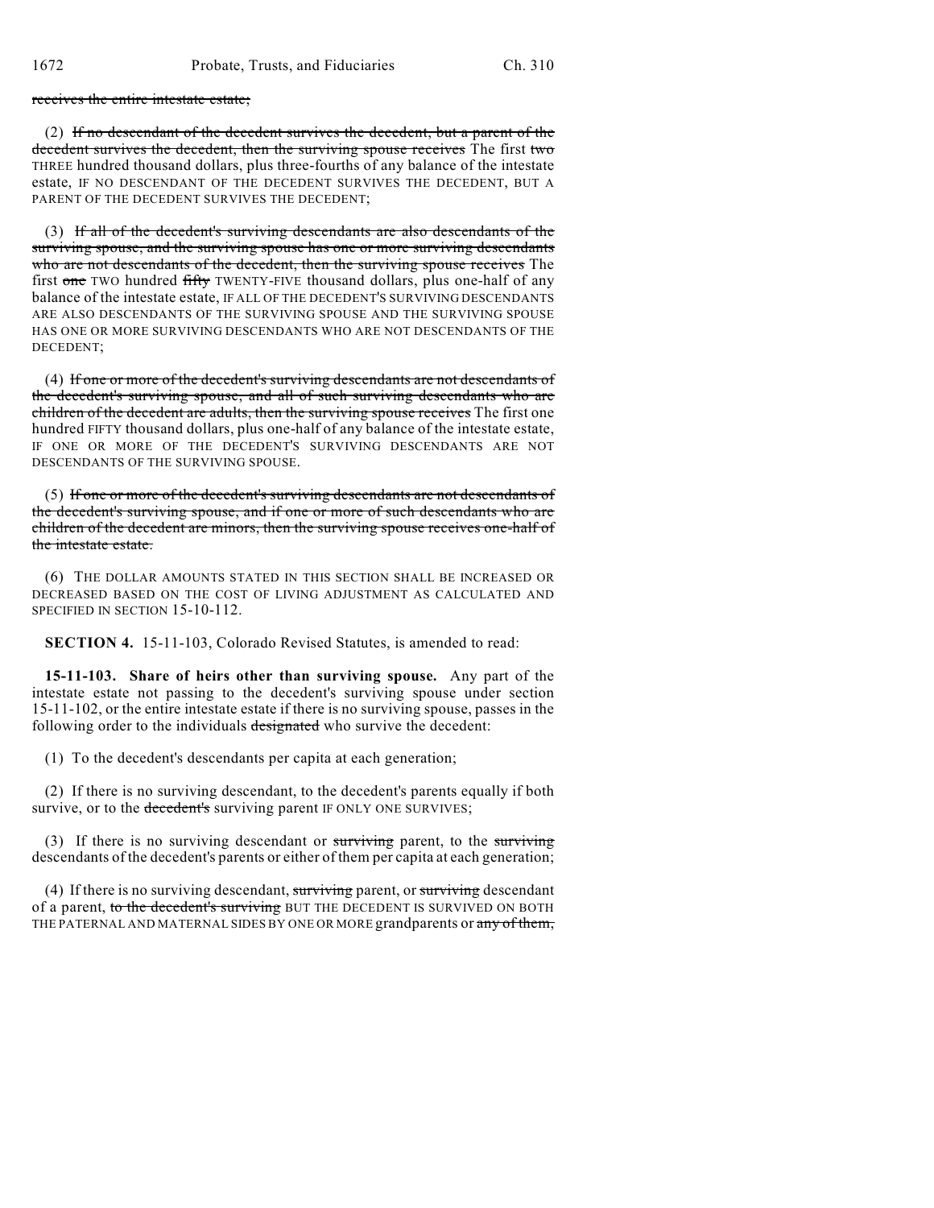receives the entire intestate estate;

(2) If no descendant of the decedent survives the decedent, but a parent of the decedent survives the decedent, then the surviving spouse receives The first two THREE hundred thousand dollars, plus three-fourths of any balance of the intestate estate, IF NO DESCENDANT OF THE DECEDENT SURVIVES THE DECEDENT, BUT A PARENT OF THE DECEDENT SURVIVES THE DECEDENT;

(3) If all of the decedent's surviving descendants are also descendants of the surviving spouse, and the surviving spouse has one or more surviving descendants who are not descendants of the decedent, then the surviving spouse receives The first one TWO hundred fifty TWENTY-FIVE thousand dollars, plus one-half of any balance of the intestate estate, IF ALL OF THE DECEDENT'S SURVIVING DESCENDANTS ARE ALSO DESCENDANTS OF THE SURVIVING SPOUSE AND THE SURVIVING SPOUSE HAS ONE OR MORE SURVIVING DESCENDANTS WHO ARE NOT DESCENDANTS OF THE DECEDENT;

(4) If one or more of the decedent's surviving descendants are not descendants of the decedent's surviving spouse, and all of such surviving descendants who are children of the decedent are adults, then the surviving spouse receives The first one hundred FIFTY thousand dollars, plus one-half of any balance of the intestate estate, IF ONE OR MORE OF THE DECEDENT'S SURVIVING DESCENDANTS ARE NOT DESCENDANTS OF THE SURVIVING SPOUSE.

(5) If one or more of the decedent's surviving descendants are not descendants of the decedent's surviving spouse, and if one or more of such descendants who are children of the decedent are minors, then the surviving spouse receives one-half of the intestate estate.

(6) THE DOLLAR AMOUNTS STATED IN THIS SECTION SHALL BE INCREASED OR DECREASED BASED ON THE COST OF LIVING ADJUSTMENT AS CALCULATED AND SPECIFIED IN SECTION 15-10-112.

**SECTION 4.** 15-11-103, Colorado Revised Statutes, is amended to read:

**15-11-103. Share of heirs other than surviving spouse.** Any part of the intestate estate not passing to the decedent's surviving spouse under section 15-11-102, or the entire intestate estate if there is no surviving spouse, passes in the following order to the individuals designated who survive the decedent:

(1) To the decedent's descendants per capita at each generation;

(2) If there is no surviving descendant, to the decedent's parents equally if both survive, or to the decedent's surviving parent IF ONLY ONE SURVIVES;

(3) If there is no surviving descendant or surviving parent, to the surviving descendants of the decedent's parents or either of them per capita at each generation;

(4) If there is no surviving descendant, surviving parent, or surviving descendant of a parent, to the decedent's surviving BUT THE DECEDENT IS SURVIVED ON BOTH THE PATERNAL AND MATERNAL SIDES BY ONE OR MORE grandparents or any of them,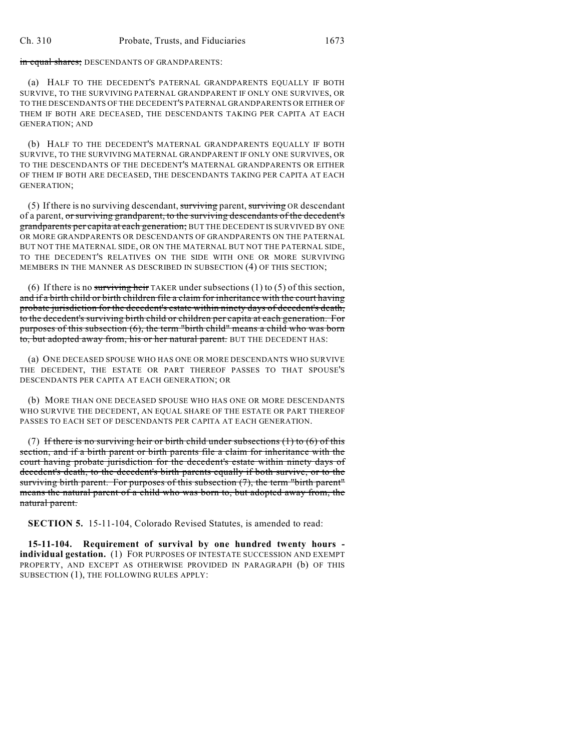~~in equal shares;~~ DESCENDANTS OF GRANDPARENTS:

(a) HALF TO THE DECEDENT'S PATERNAL GRANDPARENTS EQUALLY IF BOTH SURVIVE, TO THE SURVIVING PATERNAL GRANDPARENT IF ONLY ONE SURVIVES, OR TO THE DESCENDANTS OF THE DECEDENT'S PATERNAL GRANDPARENTS OR EITHER OF THEM IF BOTH ARE DECEASED, THE DESCENDANTS TAKING PER CAPITA AT EACH GENERATION; AND

(b) HALF TO THE DECEDENT'S MATERNAL GRANDPARENTS EQUALLY IF BOTH SURVIVE, TO THE SURVIVING MATERNAL GRANDPARENT IF ONLY ONE SURVIVES, OR TO THE DESCENDANTS OF THE DECEDENT'S MATERNAL GRANDPARENTS OR EITHER OF THEM IF BOTH ARE DECEASED, THE DESCENDANTS TAKING PER CAPITA AT EACH GENERATION;

(5) If there is no surviving descendant, ~~surviving~~ parent, ~~surviving~~ OR descendant of a parent, ~~or surviving grandparent, to the surviving descendants of the decedent's grandparents per capita at each generation;~~ BUT THE DECEDENT IS SURVIVED BY ONE OR MORE GRANDPARENTS OR DESCENDANTS OF GRANDPARENTS ON THE PATERNAL BUT NOT THE MATERNAL SIDE, OR ON THE MATERNAL BUT NOT THE PATERNAL SIDE, TO THE DECEDENT'S RELATIVES ON THE SIDE WITH ONE OR MORE SURVIVING MEMBERS IN THE MANNER AS DESCRIBED IN SUBSECTION (4) OF THIS SECTION;

(6) If there is no ~~surviving heir~~ TAKER under subsections (1) to (5) of this section, ~~and if a birth child or birth children file a claim for inheritance with the court having probate jurisdiction for the decedent's estate within ninety days of decedent's death, to the decedent's surviving birth child or children per capita at each generation. For purposes of this subsection (6), the term "birth child" means a child who was born to, but adopted away from, his or her natural parent.~~ BUT THE DECEDENT HAS:

(a) ONE DECEASED SPOUSE WHO HAS ONE OR MORE DESCENDANTS WHO SURVIVE THE DECEDENT, THE ESTATE OR PART THEREOF PASSES TO THAT SPOUSE'S DESCENDANTS PER CAPITA AT EACH GENERATION; OR

(b) MORE THAN ONE DECEASED SPOUSE WHO HAS ONE OR MORE DESCENDANTS WHO SURVIVE THE DECEDENT, AN EQUAL SHARE OF THE ESTATE OR PART THEREOF PASSES TO EACH SET OF DESCENDANTS PER CAPITA AT EACH GENERATION.

(7) ~~If there is no surviving heir or birth child under subsections (1) to (6) of this section, and if a birth parent or birth parents file a claim for inheritance with the court having probate jurisdiction for the decedent's estate within ninety days of decedent's death, to the decedent's birth parents equally if both survive, or to the surviving birth parent. For purposes of this subsection (7), the term "birth parent" means the natural parent of a child who was born to, but adopted away from, the natural parent.~~

**SECTION 5.** 15-11-104, Colorado Revised Statutes, is amended to read:

**15-11-104. Requirement of survival by one hundred twenty hours - individual gestation.** (1) FOR PURPOSES OF INTESTATE SUCCESSION AND EXEMPT PROPERTY, AND EXCEPT AS OTHERWISE PROVIDED IN PARAGRAPH (b) OF THIS SUBSECTION (1), THE FOLLOWING RULES APPLY: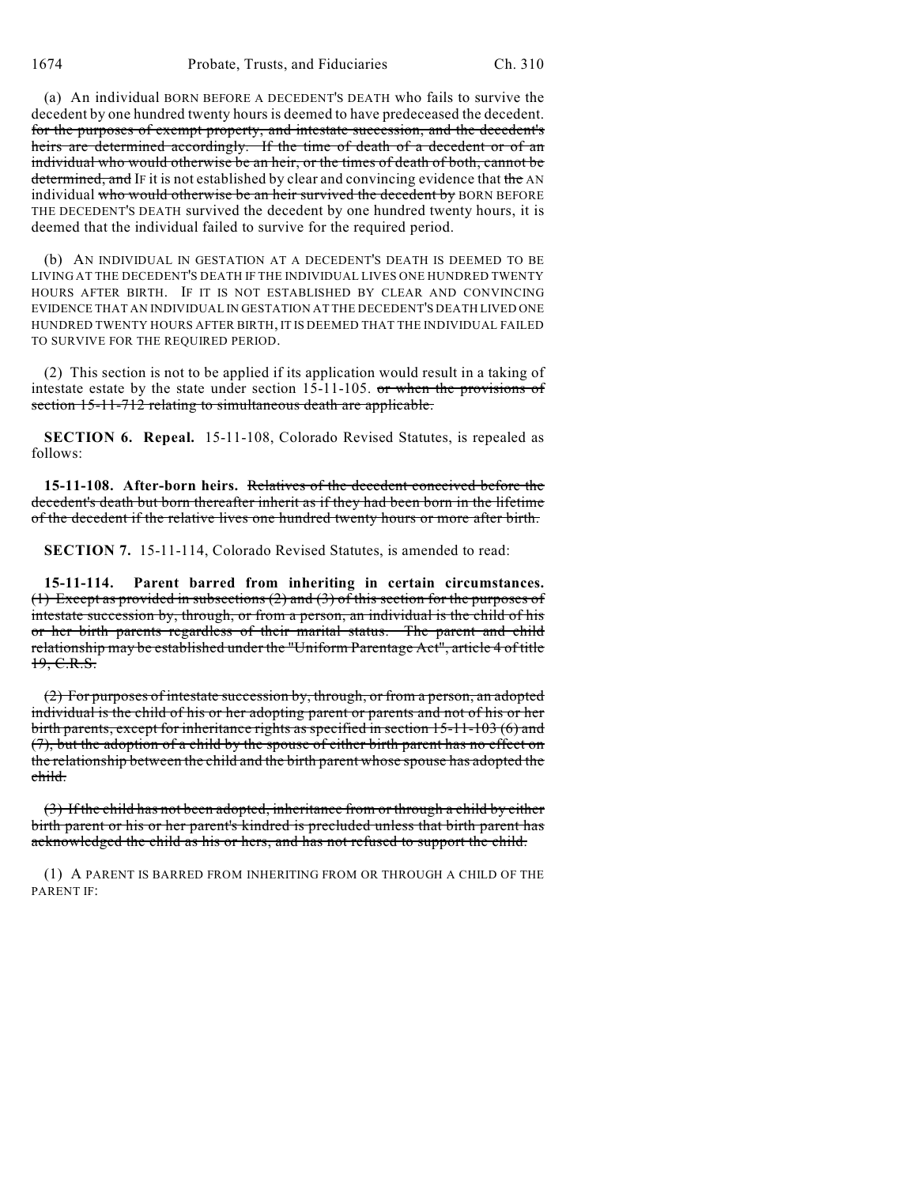(a) An individual BORN BEFORE A DECEDENT'S DEATH who fails to survive the decedent by one hundred twenty hours is deemed to have predeceased the decedent. ~~for the purposes of exempt property, and intestate succession, and the decedent's heirs are determined accordingly. If the time of death of a decedent or of an individual who would otherwise be an heir, or the times of death of both, cannot be determined, and~~ IF it is not established by clear and convincing evidence that ~~the~~ AN individual ~~who would otherwise be an heir survived the decedent by~~ BORN BEFORE THE DECEDENT'S DEATH survived the decedent by one hundred twenty hours, it is deemed that the individual failed to survive for the required period.

(b) AN INDIVIDUAL IN GESTATION AT A DECEDENT'S DEATH IS DEEMED TO BE LIVING AT THE DECEDENT'S DEATH IF THE INDIVIDUAL LIVES ONE HUNDRED TWENTY HOURS AFTER BIRTH. IF IT IS NOT ESTABLISHED BY CLEAR AND CONVINCING EVIDENCE THAT AN INDIVIDUAL IN GESTATION AT THE DECEDENT'S DEATH LIVED ONE HUNDRED TWENTY HOURS AFTER BIRTH, IT IS DEEMED THAT THE INDIVIDUAL FAILED TO SURVIVE FOR THE REQUIRED PERIOD.

(2) This section is not to be applied if its application would result in a taking of intestate estate by the state under section 15-11-105. ~~or when the provisions of section 15-11-712 relating to simultaneous death are applicable.~~

**SECTION 6. Repeal.** 15-11-108, Colorado Revised Statutes, is repealed as follows:

**15-11-108. After-born heirs.** ~~Relatives of the decedent conceived before the decedent's death but born thereafter inherit as if they had been born in the lifetime of the decedent if the relative lives one hundred twenty hours or more after birth.~~

**SECTION 7.** 15-11-114, Colorado Revised Statutes, is amended to read:

**15-11-114. Parent barred from inheriting in certain circumstances.** ~~(1) Except as provided in subsections (2) and (3) of this section for the purposes of intestate succession by, through, or from a person, an individual is the child of his or her birth parents regardless of their marital status. The parent and child relationship may be established under the "Uniform Parentage Act", article 4 of title 19, C.R.S.~~

~~(2) For purposes of intestate succession by, through, or from a person, an adopted individual is the child of his or her adopting parent or parents and not of his or her birth parents, except for inheritance rights as specified in section 15-11-103 (6) and (7), but the adoption of a child by the spouse of either birth parent has no effect on the relationship between the child and the birth parent whose spouse has adopted the child.~~

~~(3) If the child has not been adopted, inheritance from or through a child by either birth parent or his or her parent's kindred is precluded unless that birth parent has acknowledged the child as his or hers, and has not refused to support the child.~~

(1) A PARENT IS BARRED FROM INHERITING FROM OR THROUGH A CHILD OF THE PARENT IF: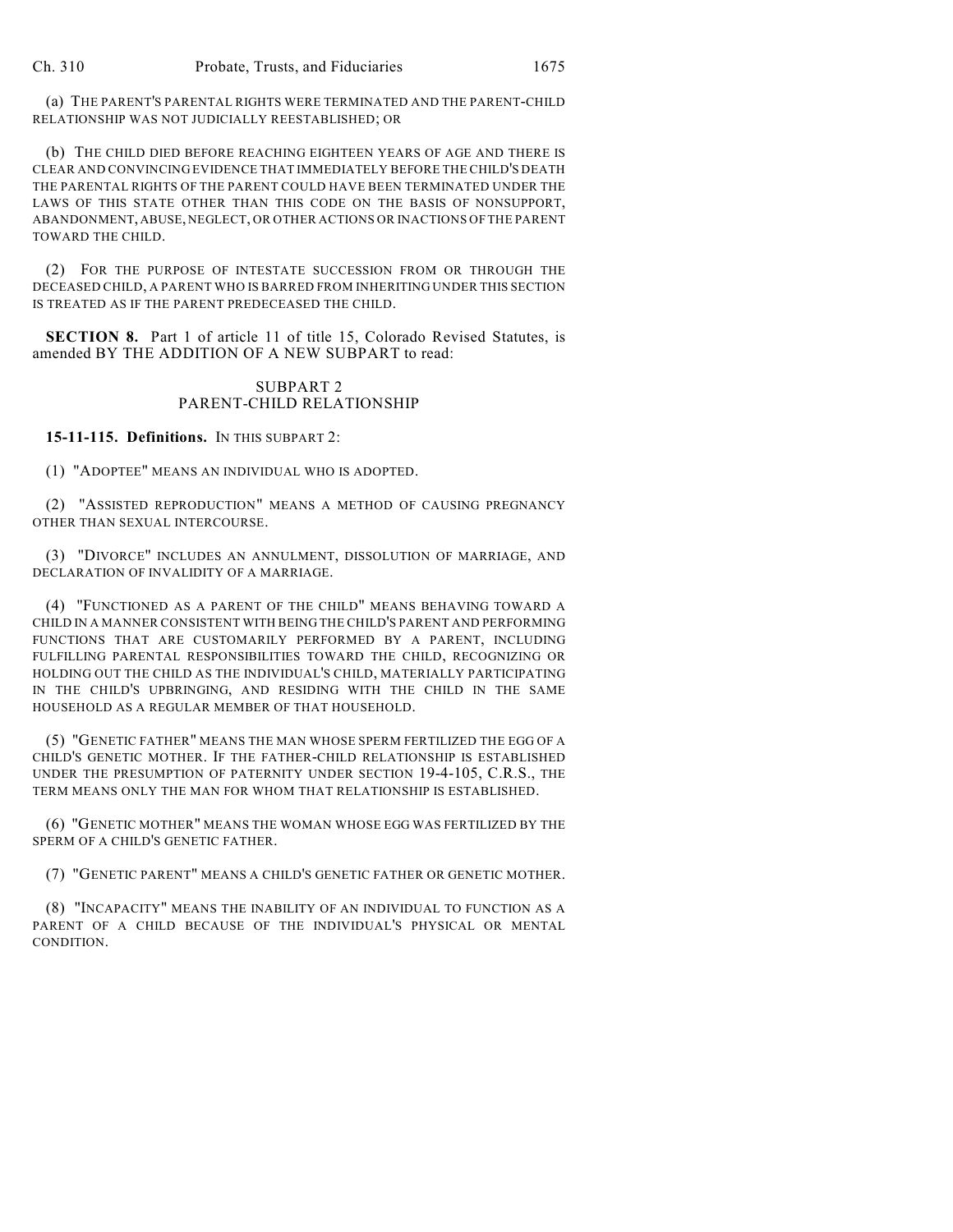(a) THE PARENT'S PARENTAL RIGHTS WERE TERMINATED AND THE PARENT-CHILD RELATIONSHIP WAS NOT JUDICIALLY REESTABLISHED; OR

(b) THE CHILD DIED BEFORE REACHING EIGHTEEN YEARS OF AGE AND THERE IS CLEAR AND CONVINCING EVIDENCE THAT IMMEDIATELY BEFORE THE CHILD'S DEATH THE PARENTAL RIGHTS OF THE PARENT COULD HAVE BEEN TERMINATED UNDER THE LAWS OF THIS STATE OTHER THAN THIS CODE ON THE BASIS OF NONSUPPORT, ABANDONMENT, ABUSE, NEGLECT, OR OTHER ACTIONS OR INACTIONS OF THE PARENT TOWARD THE CHILD.

(2) FOR THE PURPOSE OF INTESTATE SUCCESSION FROM OR THROUGH THE DECEASED CHILD, A PARENT WHO IS BARRED FROM INHERITING UNDER THIS SECTION IS TREATED AS IF THE PARENT PREDECEASED THE CHILD.

**SECTION 8.** Part 1 of article 11 of title 15, Colorado Revised Statutes, is amended BY THE ADDITION OF A NEW SUBPART to read:

SUBPART 2
PARENT-CHILD RELATIONSHIP

**15-11-115. Definitions.** IN THIS SUBPART 2:

(1) "ADOPTEE" MEANS AN INDIVIDUAL WHO IS ADOPTED.

(2) "ASSISTED REPRODUCTION" MEANS A METHOD OF CAUSING PREGNANCY OTHER THAN SEXUAL INTERCOURSE.

(3) "DIVORCE" INCLUDES AN ANNULMENT, DISSOLUTION OF MARRIAGE, AND DECLARATION OF INVALIDITY OF A MARRIAGE.

(4) "FUNCTIONED AS A PARENT OF THE CHILD" MEANS BEHAVING TOWARD A CHILD IN A MANNER CONSISTENT WITH BEING THE CHILD'S PARENT AND PERFORMING FUNCTIONS THAT ARE CUSTOMARILY PERFORMED BY A PARENT, INCLUDING FULFILLING PARENTAL RESPONSIBILITIES TOWARD THE CHILD, RECOGNIZING OR HOLDING OUT THE CHILD AS THE INDIVIDUAL'S CHILD, MATERIALLY PARTICIPATING IN THE CHILD'S UPBRINGING, AND RESIDING WITH THE CHILD IN THE SAME HOUSEHOLD AS A REGULAR MEMBER OF THAT HOUSEHOLD.

(5) "GENETIC FATHER" MEANS THE MAN WHOSE SPERM FERTILIZED THE EGG OF A CHILD'S GENETIC MOTHER. IF THE FATHER-CHILD RELATIONSHIP IS ESTABLISHED UNDER THE PRESUMPTION OF PATERNITY UNDER SECTION 19-4-105, C.R.S., THE TERM MEANS ONLY THE MAN FOR WHOM THAT RELATIONSHIP IS ESTABLISHED.

(6) "GENETIC MOTHER" MEANS THE WOMAN WHOSE EGG WAS FERTILIZED BY THE SPERM OF A CHILD'S GENETIC FATHER.

(7) "GENETIC PARENT" MEANS A CHILD'S GENETIC FATHER OR GENETIC MOTHER.

(8) "INCAPACITY" MEANS THE INABILITY OF AN INDIVIDUAL TO FUNCTION AS A PARENT OF A CHILD BECAUSE OF THE INDIVIDUAL'S PHYSICAL OR MENTAL CONDITION.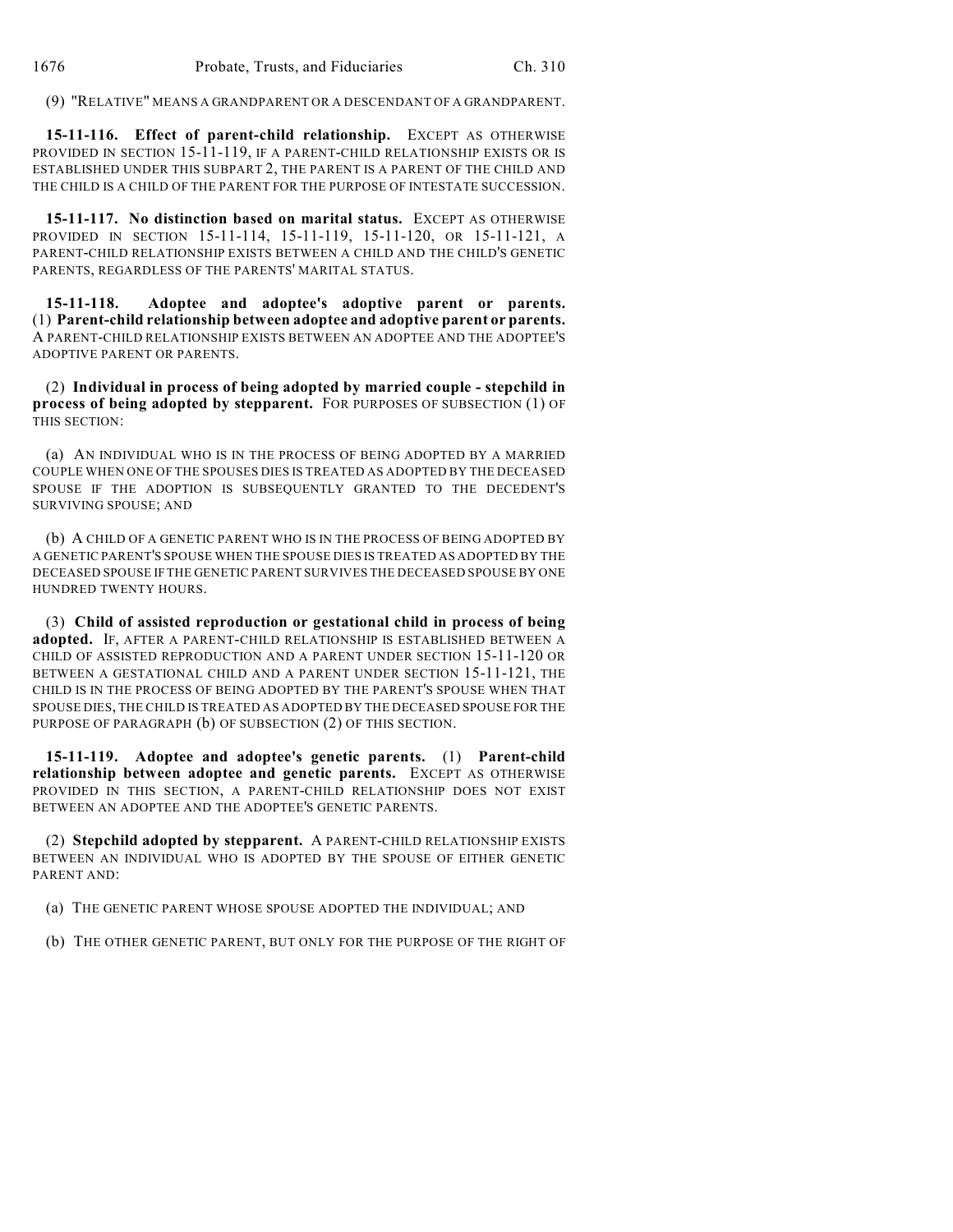(9) "RELATIVE" MEANS A GRANDPARENT OR A DESCENDANT OF A GRANDPARENT.

**15-11-116. Effect of parent-child relationship.** EXCEPT AS OTHERWISE PROVIDED IN SECTION 15-11-119, IF A PARENT-CHILD RELATIONSHIP EXISTS OR IS ESTABLISHED UNDER THIS SUBPART 2, THE PARENT IS A PARENT OF THE CHILD AND THE CHILD IS A CHILD OF THE PARENT FOR THE PURPOSE OF INTESTATE SUCCESSION.

**15-11-117. No distinction based on marital status.** EXCEPT AS OTHERWISE PROVIDED IN SECTION 15-11-114, 15-11-119, 15-11-120, OR 15-11-121, A PARENT-CHILD RELATIONSHIP EXISTS BETWEEN A CHILD AND THE CHILD'S GENETIC PARENTS, REGARDLESS OF THE PARENTS' MARITAL STATUS.

**15-11-118. Adoptee and adoptee's adoptive parent or parents.** (1) **Parent-child relationship between adoptee and adoptive parent or parents.** A PARENT-CHILD RELATIONSHIP EXISTS BETWEEN AN ADOPTEE AND THE ADOPTEE'S ADOPTIVE PARENT OR PARENTS.

(2) **Individual in process of being adopted by married couple - stepchild in process of being adopted by stepparent.** FOR PURPOSES OF SUBSECTION (1) OF THIS SECTION:

(a) AN INDIVIDUAL WHO IS IN THE PROCESS OF BEING ADOPTED BY A MARRIED COUPLE WHEN ONE OF THE SPOUSES DIES IS TREATED AS ADOPTED BY THE DECEASED SPOUSE IF THE ADOPTION IS SUBSEQUENTLY GRANTED TO THE DECEDENT'S SURVIVING SPOUSE; AND

(b) A CHILD OF A GENETIC PARENT WHO IS IN THE PROCESS OF BEING ADOPTED BY A GENETIC PARENT'S SPOUSE WHEN THE SPOUSE DIES IS TREATED AS ADOPTED BY THE DECEASED SPOUSE IF THE GENETIC PARENT SURVIVES THE DECEASED SPOUSE BY ONE HUNDRED TWENTY HOURS.

(3) **Child of assisted reproduction or gestational child in process of being adopted.** IF, AFTER A PARENT-CHILD RELATIONSHIP IS ESTABLISHED BETWEEN A CHILD OF ASSISTED REPRODUCTION AND A PARENT UNDER SECTION 15-11-120 OR BETWEEN A GESTATIONAL CHILD AND A PARENT UNDER SECTION 15-11-121, THE CHILD IS IN THE PROCESS OF BEING ADOPTED BY THE PARENT'S SPOUSE WHEN THAT SPOUSE DIES, THE CHILD IS TREATED AS ADOPTED BY THE DECEASED SPOUSE FOR THE PURPOSE OF PARAGRAPH (b) OF SUBSECTION (2) OF THIS SECTION.

**15-11-119. Adoptee and adoptee's genetic parents.** (1) **Parent-child relationship between adoptee and genetic parents.** EXCEPT AS OTHERWISE PROVIDED IN THIS SECTION, A PARENT-CHILD RELATIONSHIP DOES NOT EXIST BETWEEN AN ADOPTEE AND THE ADOPTEE'S GENETIC PARENTS.

(2) **Stepchild adopted by stepparent.** A PARENT-CHILD RELATIONSHIP EXISTS BETWEEN AN INDIVIDUAL WHO IS ADOPTED BY THE SPOUSE OF EITHER GENETIC PARENT AND:

(a) THE GENETIC PARENT WHOSE SPOUSE ADOPTED THE INDIVIDUAL; AND

(b) THE OTHER GENETIC PARENT, BUT ONLY FOR THE PURPOSE OF THE RIGHT OF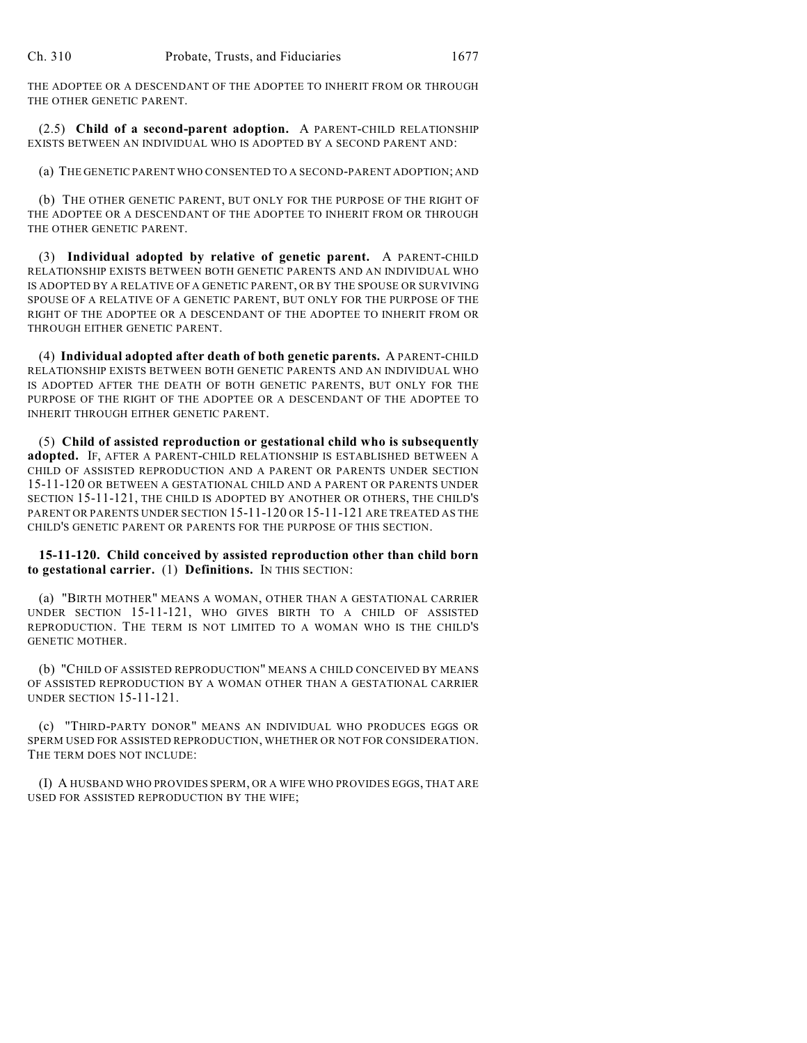THE ADOPTEE OR A DESCENDANT OF THE ADOPTEE TO INHERIT FROM OR THROUGH THE OTHER GENETIC PARENT.

(2.5) **Child of a second-parent adoption.** A PARENT-CHILD RELATIONSHIP EXISTS BETWEEN AN INDIVIDUAL WHO IS ADOPTED BY A SECOND PARENT AND:

(a) THE GENETIC PARENT WHO CONSENTED TO A SECOND-PARENT ADOPTION; AND

(b) THE OTHER GENETIC PARENT, BUT ONLY FOR THE PURPOSE OF THE RIGHT OF THE ADOPTEE OR A DESCENDANT OF THE ADOPTEE TO INHERIT FROM OR THROUGH THE OTHER GENETIC PARENT.

(3) **Individual adopted by relative of genetic parent.** A PARENT-CHILD RELATIONSHIP EXISTS BETWEEN BOTH GENETIC PARENTS AND AN INDIVIDUAL WHO IS ADOPTED BY A RELATIVE OF A GENETIC PARENT, OR BY THE SPOUSE OR SURVIVING SPOUSE OF A RELATIVE OF A GENETIC PARENT, BUT ONLY FOR THE PURPOSE OF THE RIGHT OF THE ADOPTEE OR A DESCENDANT OF THE ADOPTEE TO INHERIT FROM OR THROUGH EITHER GENETIC PARENT.

(4) **Individual adopted after death of both genetic parents.** A PARENT-CHILD RELATIONSHIP EXISTS BETWEEN BOTH GENETIC PARENTS AND AN INDIVIDUAL WHO IS ADOPTED AFTER THE DEATH OF BOTH GENETIC PARENTS, BUT ONLY FOR THE PURPOSE OF THE RIGHT OF THE ADOPTEE OR A DESCENDANT OF THE ADOPTEE TO INHERIT THROUGH EITHER GENETIC PARENT.

(5) **Child of assisted reproduction or gestational child who is subsequently adopted.** IF, AFTER A PARENT-CHILD RELATIONSHIP IS ESTABLISHED BETWEEN A CHILD OF ASSISTED REPRODUCTION AND A PARENT OR PARENTS UNDER SECTION 15-11-120 OR BETWEEN A GESTATIONAL CHILD AND A PARENT OR PARENTS UNDER SECTION 15-11-121, THE CHILD IS ADOPTED BY ANOTHER OR OTHERS, THE CHILD'S PARENT OR PARENTS UNDER SECTION 15-11-120 OR 15-11-121 ARE TREATED AS THE CHILD'S GENETIC PARENT OR PARENTS FOR THE PURPOSE OF THIS SECTION.

**15-11-120. Child conceived by assisted reproduction other than child born to gestational carrier.** (1) **Definitions.** IN THIS SECTION:

(a) "BIRTH MOTHER" MEANS A WOMAN, OTHER THAN A GESTATIONAL CARRIER UNDER SECTION 15-11-121, WHO GIVES BIRTH TO A CHILD OF ASSISTED REPRODUCTION. THE TERM IS NOT LIMITED TO A WOMAN WHO IS THE CHILD'S GENETIC MOTHER.

(b) "CHILD OF ASSISTED REPRODUCTION" MEANS A CHILD CONCEIVED BY MEANS OF ASSISTED REPRODUCTION BY A WOMAN OTHER THAN A GESTATIONAL CARRIER UNDER SECTION 15-11-121.

(c) "THIRD-PARTY DONOR" MEANS AN INDIVIDUAL WHO PRODUCES EGGS OR SPERM USED FOR ASSISTED REPRODUCTION, WHETHER OR NOT FOR CONSIDERATION. THE TERM DOES NOT INCLUDE:

(I) A HUSBAND WHO PROVIDES SPERM, OR A WIFE WHO PROVIDES EGGS, THAT ARE USED FOR ASSISTED REPRODUCTION BY THE WIFE;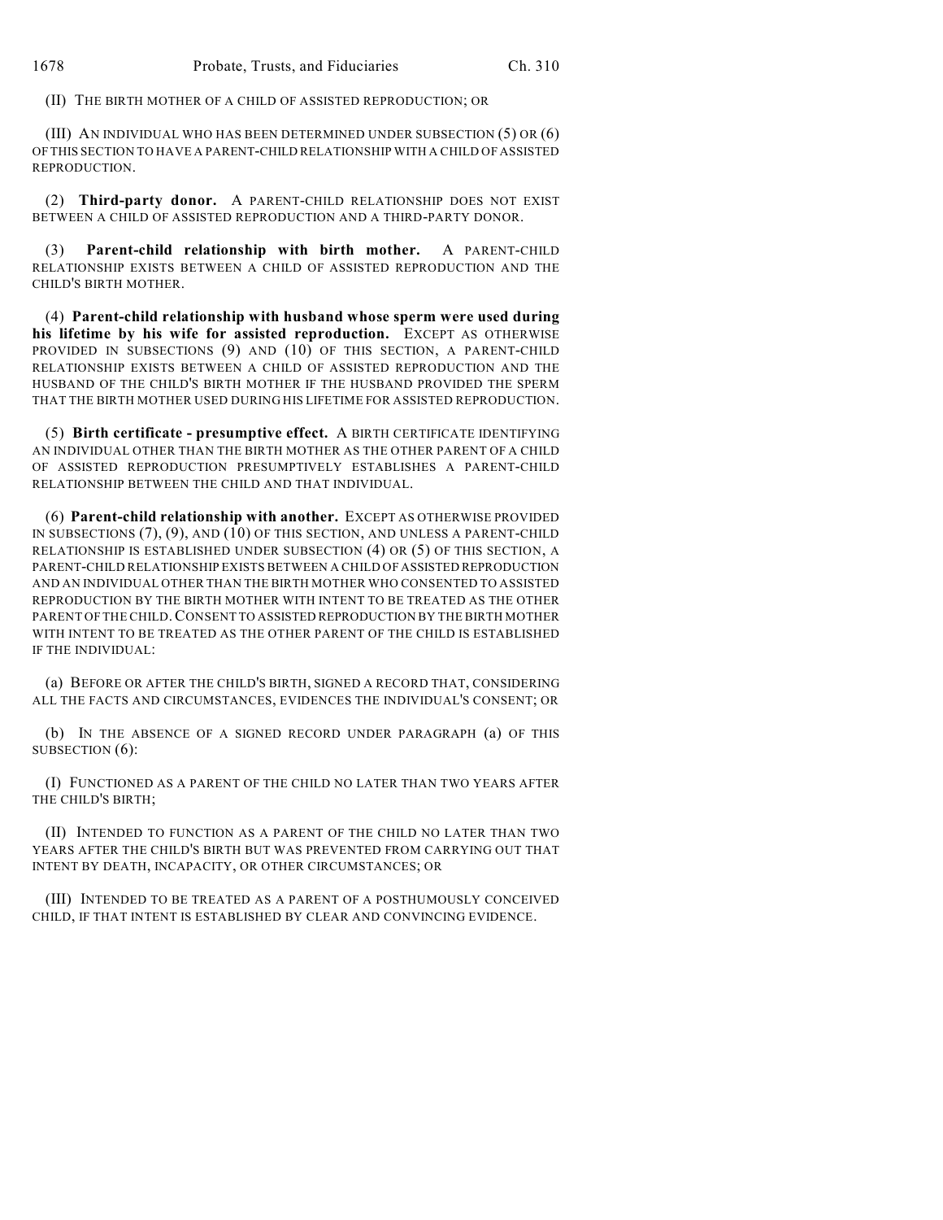(II) THE BIRTH MOTHER OF A CHILD OF ASSISTED REPRODUCTION; OR

(III) AN INDIVIDUAL WHO HAS BEEN DETERMINED UNDER SUBSECTION (5) OR (6) OF THIS SECTION TO HAVE A PARENT-CHILD RELATIONSHIP WITH A CHILD OF ASSISTED REPRODUCTION.

(2) **Third-party donor.** A PARENT-CHILD RELATIONSHIP DOES NOT EXIST BETWEEN A CHILD OF ASSISTED REPRODUCTION AND A THIRD-PARTY DONOR.

(3) **Parent-child relationship with birth mother.** A PARENT-CHILD RELATIONSHIP EXISTS BETWEEN A CHILD OF ASSISTED REPRODUCTION AND THE CHILD'S BIRTH MOTHER.

(4) **Parent-child relationship with husband whose sperm were used during his lifetime by his wife for assisted reproduction.** EXCEPT AS OTHERWISE PROVIDED IN SUBSECTIONS (9) AND (10) OF THIS SECTION, A PARENT-CHILD RELATIONSHIP EXISTS BETWEEN A CHILD OF ASSISTED REPRODUCTION AND THE HUSBAND OF THE CHILD'S BIRTH MOTHER IF THE HUSBAND PROVIDED THE SPERM THAT THE BIRTH MOTHER USED DURING HIS LIFETIME FOR ASSISTED REPRODUCTION.

(5) **Birth certificate - presumptive effect.** A BIRTH CERTIFICATE IDENTIFYING AN INDIVIDUAL OTHER THAN THE BIRTH MOTHER AS THE OTHER PARENT OF A CHILD OF ASSISTED REPRODUCTION PRESUMPTIVELY ESTABLISHES A PARENT-CHILD RELATIONSHIP BETWEEN THE CHILD AND THAT INDIVIDUAL.

(6) **Parent-child relationship with another.** EXCEPT AS OTHERWISE PROVIDED IN SUBSECTIONS (7), (9), AND (10) OF THIS SECTION, AND UNLESS A PARENT-CHILD RELATIONSHIP IS ESTABLISHED UNDER SUBSECTION (4) OR (5) OF THIS SECTION, A PARENT-CHILD RELATIONSHIP EXISTS BETWEEN A CHILD OF ASSISTED REPRODUCTION AND AN INDIVIDUAL OTHER THAN THE BIRTH MOTHER WHO CONSENTED TO ASSISTED REPRODUCTION BY THE BIRTH MOTHER WITH INTENT TO BE TREATED AS THE OTHER PARENT OF THE CHILD. CONSENT TO ASSISTED REPRODUCTION BY THE BIRTH MOTHER WITH INTENT TO BE TREATED AS THE OTHER PARENT OF THE CHILD IS ESTABLISHED IF THE INDIVIDUAL:

(a) BEFORE OR AFTER THE CHILD'S BIRTH, SIGNED A RECORD THAT, CONSIDERING ALL THE FACTS AND CIRCUMSTANCES, EVIDENCES THE INDIVIDUAL'S CONSENT; OR

(b) IN THE ABSENCE OF A SIGNED RECORD UNDER PARAGRAPH (a) OF THIS SUBSECTION (6):

(I) FUNCTIONED AS A PARENT OF THE CHILD NO LATER THAN TWO YEARS AFTER THE CHILD'S BIRTH;

(II) INTENDED TO FUNCTION AS A PARENT OF THE CHILD NO LATER THAN TWO YEARS AFTER THE CHILD'S BIRTH BUT WAS PREVENTED FROM CARRYING OUT THAT INTENT BY DEATH, INCAPACITY, OR OTHER CIRCUMSTANCES; OR

(III) INTENDED TO BE TREATED AS A PARENT OF A POSTHUMOUSLY CONCEIVED CHILD, IF THAT INTENT IS ESTABLISHED BY CLEAR AND CONVINCING EVIDENCE.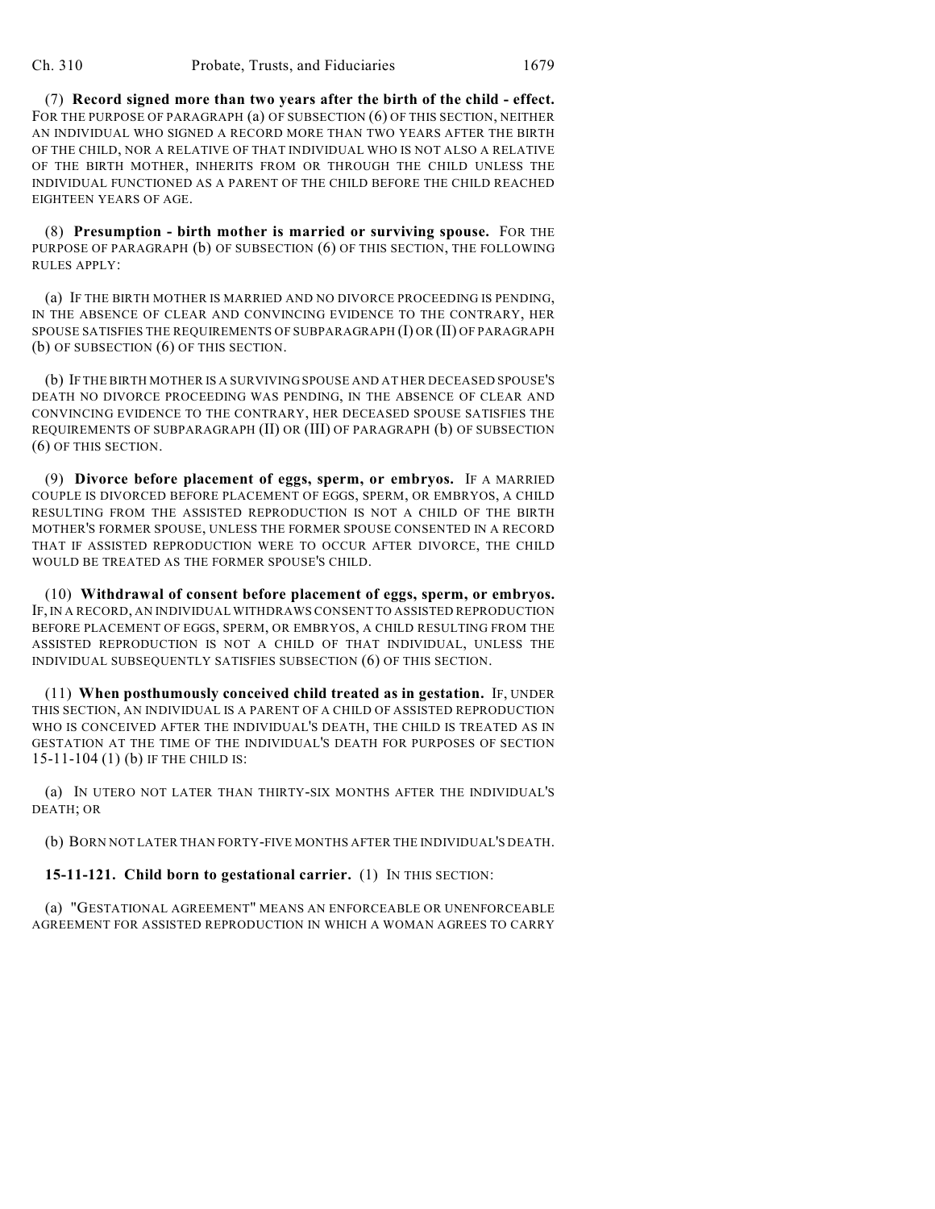(7) **Record signed more than two years after the birth of the child - effect.** FOR THE PURPOSE OF PARAGRAPH (a) OF SUBSECTION (6) OF THIS SECTION, NEITHER AN INDIVIDUAL WHO SIGNED A RECORD MORE THAN TWO YEARS AFTER THE BIRTH OF THE CHILD, NOR A RELATIVE OF THAT INDIVIDUAL WHO IS NOT ALSO A RELATIVE OF THE BIRTH MOTHER, INHERITS FROM OR THROUGH THE CHILD UNLESS THE INDIVIDUAL FUNCTIONED AS A PARENT OF THE CHILD BEFORE THE CHILD REACHED EIGHTEEN YEARS OF AGE.

(8) **Presumption - birth mother is married or surviving spouse.** FOR THE PURPOSE OF PARAGRAPH (b) OF SUBSECTION (6) OF THIS SECTION, THE FOLLOWING RULES APPLY:

(a) IF THE BIRTH MOTHER IS MARRIED AND NO DIVORCE PROCEEDING IS PENDING, IN THE ABSENCE OF CLEAR AND CONVINCING EVIDENCE TO THE CONTRARY, HER SPOUSE SATISFIES THE REQUIREMENTS OF SUBPARAGRAPH (I) OR (II) OF PARAGRAPH (b) OF SUBSECTION (6) OF THIS SECTION.

(b) IF THE BIRTH MOTHER IS A SURVIVING SPOUSE AND AT HER DECEASED SPOUSE'S DEATH NO DIVORCE PROCEEDING WAS PENDING, IN THE ABSENCE OF CLEAR AND CONVINCING EVIDENCE TO THE CONTRARY, HER DECEASED SPOUSE SATISFIES THE REQUIREMENTS OF SUBPARAGRAPH (II) OR (III) OF PARAGRAPH (b) OF SUBSECTION (6) OF THIS SECTION.

(9) **Divorce before placement of eggs, sperm, or embryos.** IF A MARRIED COUPLE IS DIVORCED BEFORE PLACEMENT OF EGGS, SPERM, OR EMBRYOS, A CHILD RESULTING FROM THE ASSISTED REPRODUCTION IS NOT A CHILD OF THE BIRTH MOTHER'S FORMER SPOUSE, UNLESS THE FORMER SPOUSE CONSENTED IN A RECORD THAT IF ASSISTED REPRODUCTION WERE TO OCCUR AFTER DIVORCE, THE CHILD WOULD BE TREATED AS THE FORMER SPOUSE'S CHILD.

(10) **Withdrawal of consent before placement of eggs, sperm, or embryos.** IF, IN A RECORD, AN INDIVIDUAL WITHDRAWS CONSENT TO ASSISTED REPRODUCTION BEFORE PLACEMENT OF EGGS, SPERM, OR EMBRYOS, A CHILD RESULTING FROM THE ASSISTED REPRODUCTION IS NOT A CHILD OF THAT INDIVIDUAL, UNLESS THE INDIVIDUAL SUBSEQUENTLY SATISFIES SUBSECTION (6) OF THIS SECTION.

(11) **When posthumously conceived child treated as in gestation.** IF, UNDER THIS SECTION, AN INDIVIDUAL IS A PARENT OF A CHILD OF ASSISTED REPRODUCTION WHO IS CONCEIVED AFTER THE INDIVIDUAL'S DEATH, THE CHILD IS TREATED AS IN GESTATION AT THE TIME OF THE INDIVIDUAL'S DEATH FOR PURPOSES OF SECTION 15-11-104 (1) (b) IF THE CHILD IS:

(a) IN UTERO NOT LATER THAN THIRTY-SIX MONTHS AFTER THE INDIVIDUAL'S DEATH; OR

(b) BORN NOT LATER THAN FORTY-FIVE MONTHS AFTER THE INDIVIDUAL'S DEATH.

**15-11-121. Child born to gestational carrier.** (1) IN THIS SECTION:

(a) "GESTATIONAL AGREEMENT" MEANS AN ENFORCEABLE OR UNENFORCEABLE AGREEMENT FOR ASSISTED REPRODUCTION IN WHICH A WOMAN AGREES TO CARRY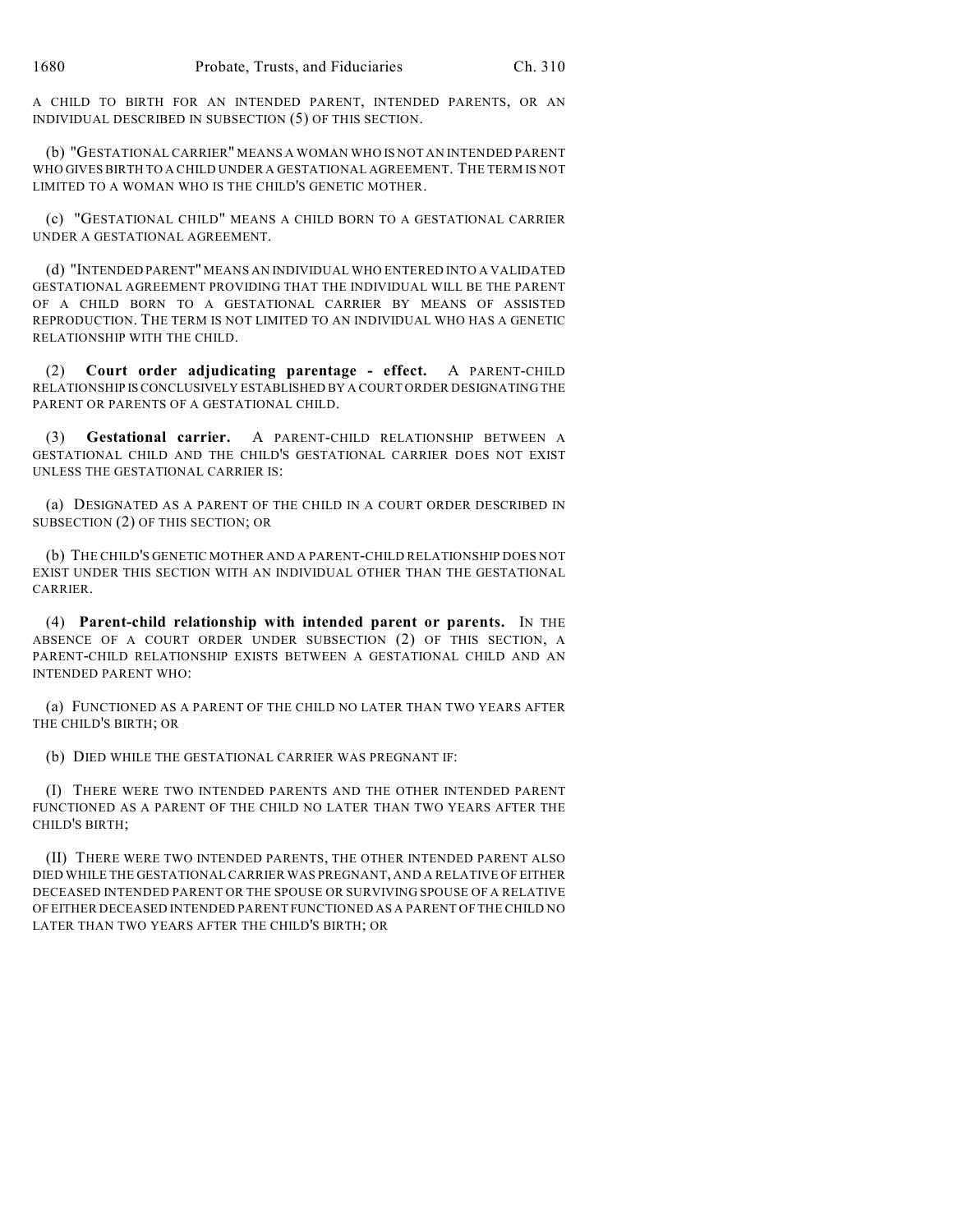A CHILD TO BIRTH FOR AN INTENDED PARENT, INTENDED PARENTS, OR AN INDIVIDUAL DESCRIBED IN SUBSECTION (5) OF THIS SECTION.

(b) "GESTATIONAL CARRIER" MEANS A WOMAN WHO IS NOT AN INTENDED PARENT WHO GIVES BIRTH TO A CHILD UNDER A GESTATIONAL AGREEMENT. THE TERM IS NOT LIMITED TO A WOMAN WHO IS THE CHILD'S GENETIC MOTHER.

(c) "GESTATIONAL CHILD" MEANS A CHILD BORN TO A GESTATIONAL CARRIER UNDER A GESTATIONAL AGREEMENT.

(d) "INTENDED PARENT" MEANS AN INDIVIDUAL WHO ENTERED INTO A VALIDATED GESTATIONAL AGREEMENT PROVIDING THAT THE INDIVIDUAL WILL BE THE PARENT OF A CHILD BORN TO A GESTATIONAL CARRIER BY MEANS OF ASSISTED REPRODUCTION. THE TERM IS NOT LIMITED TO AN INDIVIDUAL WHO HAS A GENETIC RELATIONSHIP WITH THE CHILD.

(2) **Court order adjudicating parentage - effect.** A PARENT-CHILD RELATIONSHIP IS CONCLUSIVELY ESTABLISHED BY A COURT ORDER DESIGNATING THE PARENT OR PARENTS OF A GESTATIONAL CHILD.

(3) **Gestational carrier.** A PARENT-CHILD RELATIONSHIP BETWEEN A GESTATIONAL CHILD AND THE CHILD'S GESTATIONAL CARRIER DOES NOT EXIST UNLESS THE GESTATIONAL CARRIER IS:

(a) DESIGNATED AS A PARENT OF THE CHILD IN A COURT ORDER DESCRIBED IN SUBSECTION (2) OF THIS SECTION; OR

(b) THE CHILD'S GENETIC MOTHER AND A PARENT-CHILD RELATIONSHIP DOES NOT EXIST UNDER THIS SECTION WITH AN INDIVIDUAL OTHER THAN THE GESTATIONAL CARRIER.

(4) **Parent-child relationship with intended parent or parents.** IN THE ABSENCE OF A COURT ORDER UNDER SUBSECTION (2) OF THIS SECTION, A PARENT-CHILD RELATIONSHIP EXISTS BETWEEN A GESTATIONAL CHILD AND AN INTENDED PARENT WHO:

(a) FUNCTIONED AS A PARENT OF THE CHILD NO LATER THAN TWO YEARS AFTER THE CHILD'S BIRTH; OR

(b) DIED WHILE THE GESTATIONAL CARRIER WAS PREGNANT IF:

(I) THERE WERE TWO INTENDED PARENTS AND THE OTHER INTENDED PARENT FUNCTIONED AS A PARENT OF THE CHILD NO LATER THAN TWO YEARS AFTER THE CHILD'S BIRTH;

(II) THERE WERE TWO INTENDED PARENTS, THE OTHER INTENDED PARENT ALSO DIED WHILE THE GESTATIONAL CARRIER WAS PREGNANT, AND A RELATIVE OF EITHER DECEASED INTENDED PARENT OR THE SPOUSE OR SURVIVING SPOUSE OF A RELATIVE OF EITHER DECEASED INTENDED PARENT FUNCTIONED AS A PARENT OF THE CHILD NO LATER THAN TWO YEARS AFTER THE CHILD'S BIRTH; OR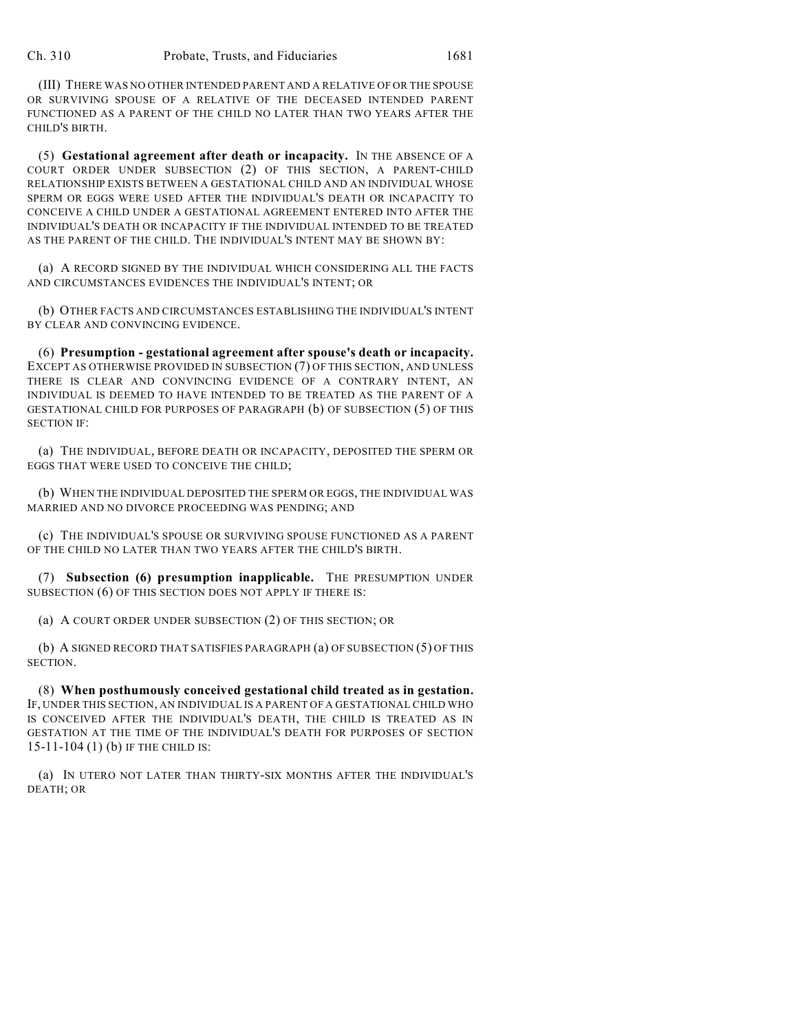(III) THERE WAS NO OTHER INTENDED PARENT AND A RELATIVE OF OR THE SPOUSE OR SURVIVING SPOUSE OF A RELATIVE OF THE DECEASED INTENDED PARENT FUNCTIONED AS A PARENT OF THE CHILD NO LATER THAN TWO YEARS AFTER THE CHILD'S BIRTH.

(5) **Gestational agreement after death or incapacity.** IN THE ABSENCE OF A COURT ORDER UNDER SUBSECTION (2) OF THIS SECTION, A PARENT-CHILD RELATIONSHIP EXISTS BETWEEN A GESTATIONAL CHILD AND AN INDIVIDUAL WHOSE SPERM OR EGGS WERE USED AFTER THE INDIVIDUAL'S DEATH OR INCAPACITY TO CONCEIVE A CHILD UNDER A GESTATIONAL AGREEMENT ENTERED INTO AFTER THE INDIVIDUAL'S DEATH OR INCAPACITY IF THE INDIVIDUAL INTENDED TO BE TREATED AS THE PARENT OF THE CHILD. THE INDIVIDUAL'S INTENT MAY BE SHOWN BY:

(a) A RECORD SIGNED BY THE INDIVIDUAL WHICH CONSIDERING ALL THE FACTS AND CIRCUMSTANCES EVIDENCES THE INDIVIDUAL'S INTENT; OR

(b) OTHER FACTS AND CIRCUMSTANCES ESTABLISHING THE INDIVIDUAL'S INTENT BY CLEAR AND CONVINCING EVIDENCE.

(6) **Presumption - gestational agreement after spouse's death or incapacity.** EXCEPT AS OTHERWISE PROVIDED IN SUBSECTION (7) OF THIS SECTION, AND UNLESS THERE IS CLEAR AND CONVINCING EVIDENCE OF A CONTRARY INTENT, AN INDIVIDUAL IS DEEMED TO HAVE INTENDED TO BE TREATED AS THE PARENT OF A GESTATIONAL CHILD FOR PURPOSES OF PARAGRAPH (b) OF SUBSECTION (5) OF THIS SECTION IF:

(a) THE INDIVIDUAL, BEFORE DEATH OR INCAPACITY, DEPOSITED THE SPERM OR EGGS THAT WERE USED TO CONCEIVE THE CHILD;

(b) WHEN THE INDIVIDUAL DEPOSITED THE SPERM OR EGGS, THE INDIVIDUAL WAS MARRIED AND NO DIVORCE PROCEEDING WAS PENDING; AND

(c) THE INDIVIDUAL'S SPOUSE OR SURVIVING SPOUSE FUNCTIONED AS A PARENT OF THE CHILD NO LATER THAN TWO YEARS AFTER THE CHILD'S BIRTH.

(7) **Subsection (6) presumption inapplicable.** THE PRESUMPTION UNDER SUBSECTION (6) OF THIS SECTION DOES NOT APPLY IF THERE IS:

(a) A COURT ORDER UNDER SUBSECTION (2) OF THIS SECTION; OR

(b) A SIGNED RECORD THAT SATISFIES PARAGRAPH (a) OF SUBSECTION (5) OF THIS SECTION.

(8) **When posthumously conceived gestational child treated as in gestation.** IF, UNDER THIS SECTION, AN INDIVIDUAL IS A PARENT OF A GESTATIONAL CHILD WHO IS CONCEIVED AFTER THE INDIVIDUAL'S DEATH, THE CHILD IS TREATED AS IN GESTATION AT THE TIME OF THE INDIVIDUAL'S DEATH FOR PURPOSES OF SECTION 15-11-104 (1) (b) IF THE CHILD IS:

(a) IN UTERO NOT LATER THAN THIRTY-SIX MONTHS AFTER THE INDIVIDUAL'S DEATH; OR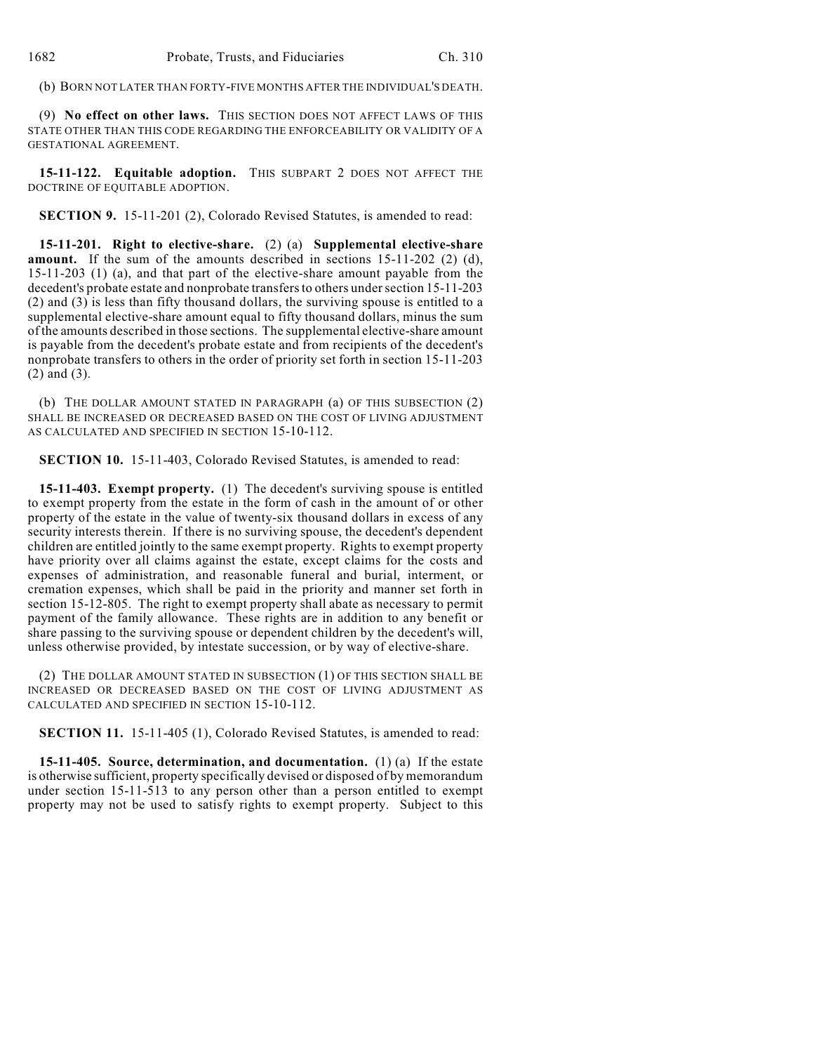(b) BORN NOT LATER THAN FORTY-FIVE MONTHS AFTER THE INDIVIDUAL'S DEATH.

(9) **No effect on other laws.** THIS SECTION DOES NOT AFFECT LAWS OF THIS STATE OTHER THAN THIS CODE REGARDING THE ENFORCEABILITY OR VALIDITY OF A GESTATIONAL AGREEMENT.

**15-11-122. Equitable adoption.** THIS SUBPART 2 DOES NOT AFFECT THE DOCTRINE OF EQUITABLE ADOPTION.

**SECTION 9.** 15-11-201 (2), Colorado Revised Statutes, is amended to read:

**15-11-201. Right to elective-share.** (2) (a) **Supplemental elective-share amount.** If the sum of the amounts described in sections 15-11-202 (2) (d), 15-11-203 (1) (a), and that part of the elective-share amount payable from the decedent's probate estate and nonprobate transfers to others under section 15-11-203 (2) and (3) is less than fifty thousand dollars, the surviving spouse is entitled to a supplemental elective-share amount equal to fifty thousand dollars, minus the sum of the amounts described in those sections. The supplemental elective-share amount is payable from the decedent's probate estate and from recipients of the decedent's nonprobate transfers to others in the order of priority set forth in section 15-11-203 (2) and (3).

(b) THE DOLLAR AMOUNT STATED IN PARAGRAPH (a) OF THIS SUBSECTION (2) SHALL BE INCREASED OR DECREASED BASED ON THE COST OF LIVING ADJUSTMENT AS CALCULATED AND SPECIFIED IN SECTION 15-10-112.

**SECTION 10.** 15-11-403, Colorado Revised Statutes, is amended to read:

**15-11-403. Exempt property.** (1) The decedent's surviving spouse is entitled to exempt property from the estate in the form of cash in the amount of or other property of the estate in the value of twenty-six thousand dollars in excess of any security interests therein. If there is no surviving spouse, the decedent's dependent children are entitled jointly to the same exempt property. Rights to exempt property have priority over all claims against the estate, except claims for the costs and expenses of administration, and reasonable funeral and burial, interment, or cremation expenses, which shall be paid in the priority and manner set forth in section 15-12-805. The right to exempt property shall abate as necessary to permit payment of the family allowance. These rights are in addition to any benefit or share passing to the surviving spouse or dependent children by the decedent's will, unless otherwise provided, by intestate succession, or by way of elective-share.

(2) THE DOLLAR AMOUNT STATED IN SUBSECTION (1) OF THIS SECTION SHALL BE INCREASED OR DECREASED BASED ON THE COST OF LIVING ADJUSTMENT AS CALCULATED AND SPECIFIED IN SECTION 15-10-112.

**SECTION 11.** 15-11-405 (1), Colorado Revised Statutes, is amended to read:

**15-11-405. Source, determination, and documentation.** (1) (a) If the estate is otherwise sufficient, property specifically devised or disposed of by memorandum under section 15-11-513 to any person other than a person entitled to exempt property may not be used to satisfy rights to exempt property. Subject to this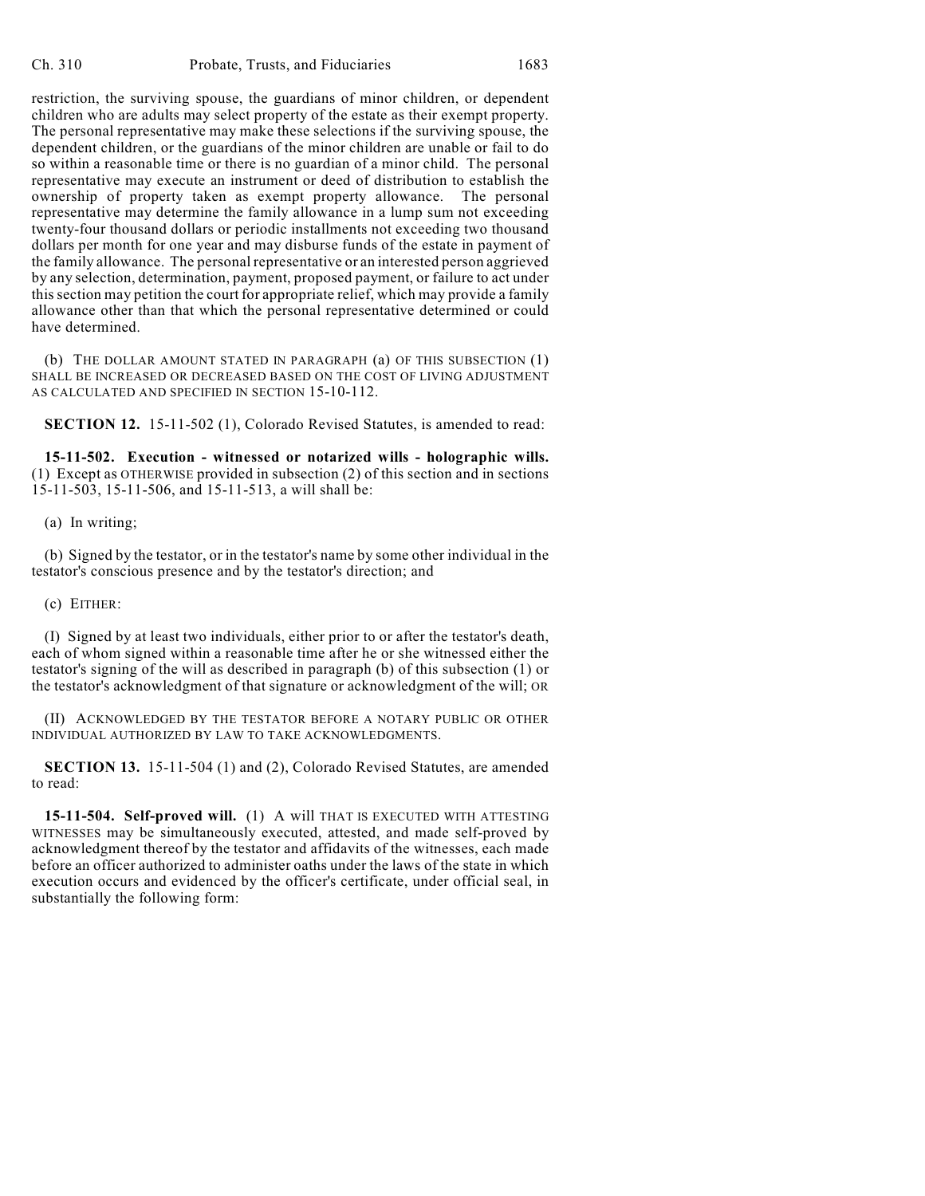restriction, the surviving spouse, the guardians of minor children, or dependent children who are adults may select property of the estate as their exempt property. The personal representative may make these selections if the surviving spouse, the dependent children, or the guardians of the minor children are unable or fail to do so within a reasonable time or there is no guardian of a minor child. The personal representative may execute an instrument or deed of distribution to establish the ownership of property taken as exempt property allowance. The personal representative may determine the family allowance in a lump sum not exceeding twenty-four thousand dollars or periodic installments not exceeding two thousand dollars per month for one year and may disburse funds of the estate in payment of the family allowance. The personal representative or an interested person aggrieved by any selection, determination, payment, proposed payment, or failure to act under this section may petition the court for appropriate relief, which may provide a family allowance other than that which the personal representative determined or could have determined.

(b) THE DOLLAR AMOUNT STATED IN PARAGRAPH (a) OF THIS SUBSECTION (1) SHALL BE INCREASED OR DECREASED BASED ON THE COST OF LIVING ADJUSTMENT AS CALCULATED AND SPECIFIED IN SECTION 15-10-112.

**SECTION 12.** 15-11-502 (1), Colorado Revised Statutes, is amended to read:

**15-11-502. Execution - witnessed or notarized wills - holographic wills.** (1) Except as OTHERWISE provided in subsection (2) of this section and in sections 15-11-503, 15-11-506, and 15-11-513, a will shall be:

(a) In writing;

(b) Signed by the testator, or in the testator's name by some other individual in the testator's conscious presence and by the testator's direction; and

(c) EITHER:

(I) Signed by at least two individuals, either prior to or after the testator's death, each of whom signed within a reasonable time after he or she witnessed either the testator's signing of the will as described in paragraph (b) of this subsection (1) or the testator's acknowledgment of that signature or acknowledgment of the will; OR

(II) ACKNOWLEDGED BY THE TESTATOR BEFORE A NOTARY PUBLIC OR OTHER INDIVIDUAL AUTHORIZED BY LAW TO TAKE ACKNOWLEDGMENTS.

**SECTION 13.** 15-11-504 (1) and (2), Colorado Revised Statutes, are amended to read:

**15-11-504. Self-proved will.** (1) A will THAT IS EXECUTED WITH ATTESTING WITNESSES may be simultaneously executed, attested, and made self-proved by acknowledgment thereof by the testator and affidavits of the witnesses, each made before an officer authorized to administer oaths under the laws of the state in which execution occurs and evidenced by the officer's certificate, under official seal, in substantially the following form: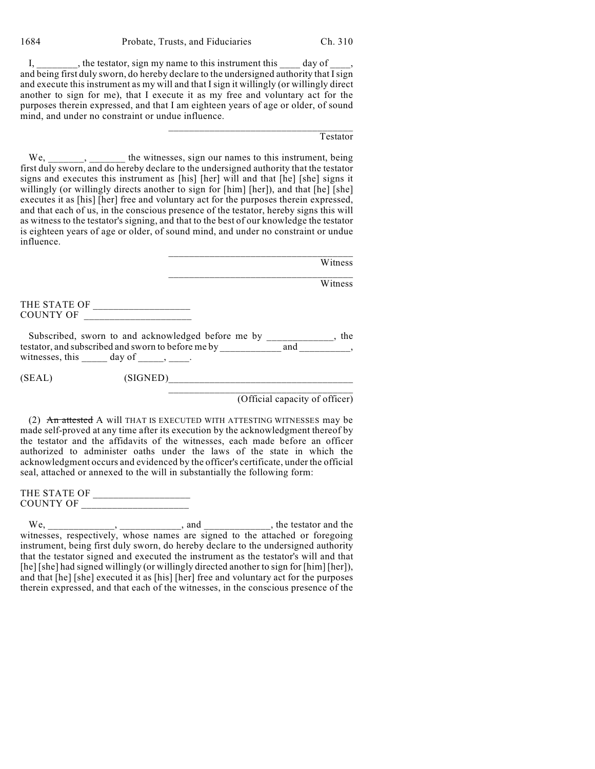I, ________, the testator, sign my name to this instrument this ____ day of ____, and being first duly sworn, do hereby declare to the undersigned authority that I sign and execute this instrument as my will and that I sign it willingly (or willingly direct another to sign for me), that I execute it as my free and voluntary act for the purposes therein expressed, and that I am eighteen years of age or older, of sound mind, and under no constraint or undue influence.

____________________________________
Testator

We, _______, _______ the witnesses, sign our names to this instrument, being first duly sworn, and do hereby declare to the undersigned authority that the testator signs and executes this instrument as [his] [her] will and that [he] [she] signs it willingly (or willingly directs another to sign for [him] [her]), and that [he] [she] executes it as [his] [her] free and voluntary act for the purposes therein expressed, and that each of us, in the conscious presence of the testator, hereby signs this will as witness to the testator's signing, and that to the best of our knowledge the testator is eighteen years of age or older, of sound mind, and under no constraint or undue influence.

____________________________________
Witness

____________________________________
Witness

THE STATE OF ___________________
COUNTY OF _____________________

Subscribed, sworn to and acknowledged before me by _____________, the testator, and subscribed and sworn to before me by ____________ and __________, witnesses, this _____ day of _____, ____.

(SEAL) (SIGNED)___________________________________

____________________________________
(Official capacity of officer)

(2) ~~An attested~~ A will THAT IS EXECUTED WITH ATTESTING WITNESSES may be made self-proved at any time after its execution by the acknowledgment thereof by the testator and the affidavits of the witnesses, each made before an officer authorized to administer oaths under the laws of the state in which the acknowledgment occurs and evidenced by the officer's certificate, under the official seal, attached or annexed to the will in substantially the following form:

THE STATE OF ___________________
COUNTY OF _____________________

We, _____________, ____________, and _____________, the testator and the witnesses, respectively, whose names are signed to the attached or foregoing instrument, being first duly sworn, do hereby declare to the undersigned authority that the testator signed and executed the instrument as the testator's will and that [he] [she] had signed willingly (or willingly directed another to sign for [him] [her]), and that [he] [she] executed it as [his] [her] free and voluntary act for the purposes therein expressed, and that each of the witnesses, in the conscious presence of the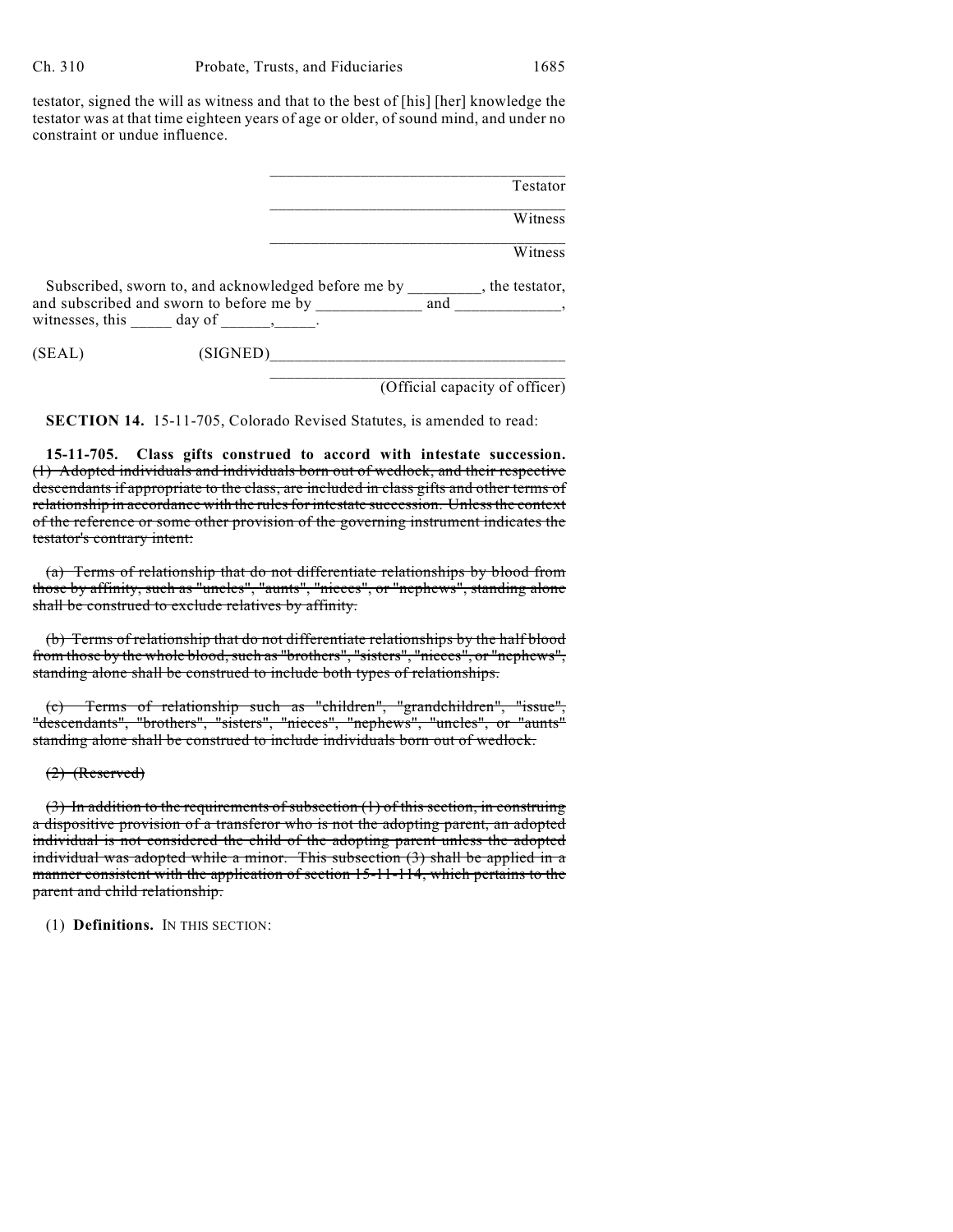testator, signed the will as witness and that to the best of [his] [her] knowledge the testator was at that time eighteen years of age or older, of sound mind, and under no constraint or undue influence.

\_\_\_\_\_\_\_\_\_\_\_\_\_\_\_\_\_\_\_\_\_\_\_\_\_\_\_\_\_\_\_\_\_\_\_
Testator

\_\_\_\_\_\_\_\_\_\_\_\_\_\_\_\_\_\_\_\_\_\_\_\_\_\_\_\_\_\_\_\_\_\_\_
Witness

\_\_\_\_\_\_\_\_\_\_\_\_\_\_\_\_\_\_\_\_\_\_\_\_\_\_\_\_\_\_\_\_\_\_\_
Witness

Subscribed, sworn to, and acknowledged before me by \_\_\_\_\_\_\_\_\_, the testator, and subscribed and sworn to before me by \_\_\_\_\_\_\_\_\_\_\_\_\_ and \_\_\_\_\_\_\_\_\_\_\_\_\_, witnesses, this \_\_\_\_\_ day of \_\_\_\_\_\_, \_\_\_\_\_.

(SEAL) (SIGNED)\_\_\_\_\_\_\_\_\_\_\_\_\_\_\_\_\_\_\_\_\_\_\_\_\_\_\_\_\_\_\_\_\_\_\_

\_\_\_\_\_\_\_\_\_\_\_\_\_\_\_\_\_\_\_\_\_\_\_\_\_\_\_\_\_\_\_\_\_\_\_
(Official capacity of officer)

**SECTION 14.** 15-11-705, Colorado Revised Statutes, is amended to read:

**15-11-705. Class gifts construed to accord with intestate succession.** ~~(1) Adopted individuals and individuals born out of wedlock, and their respective descendants if appropriate to the class, are included in class gifts and other terms of relationship in accordance with the rules for intestate succession. Unless the context of the reference or some other provision of the governing instrument indicates the testator's contrary intent:~~

~~(a) Terms of relationship that do not differentiate relationships by blood from those by affinity, such as "uncles", "aunts", "nieces", or "nephews", standing alone shall be construed to exclude relatives by affinity.~~

~~(b) Terms of relationship that do not differentiate relationships by the half blood from those by the whole blood, such as "brothers", "sisters", "nieces", or "nephews", standing alone shall be construed to include both types of relationships.~~

~~(c) Terms of relationship such as "children", "grandchildren", "issue", "descendants", "brothers", "sisters", "nieces", "nephews", "uncles", or "aunts" standing alone shall be construed to include individuals born out of wedlock.~~

~~(2) (Reserved)~~

~~(3) In addition to the requirements of subsection (1) of this section, in construing a dispositive provision of a transferor who is not the adopting parent, an adopted individual is not considered the child of the adopting parent unless the adopted individual was adopted while a minor. This subsection (3) shall be applied in a manner consistent with the application of section 15-11-114, which pertains to the parent and child relationship.~~

(1) **Definitions.** IN THIS SECTION: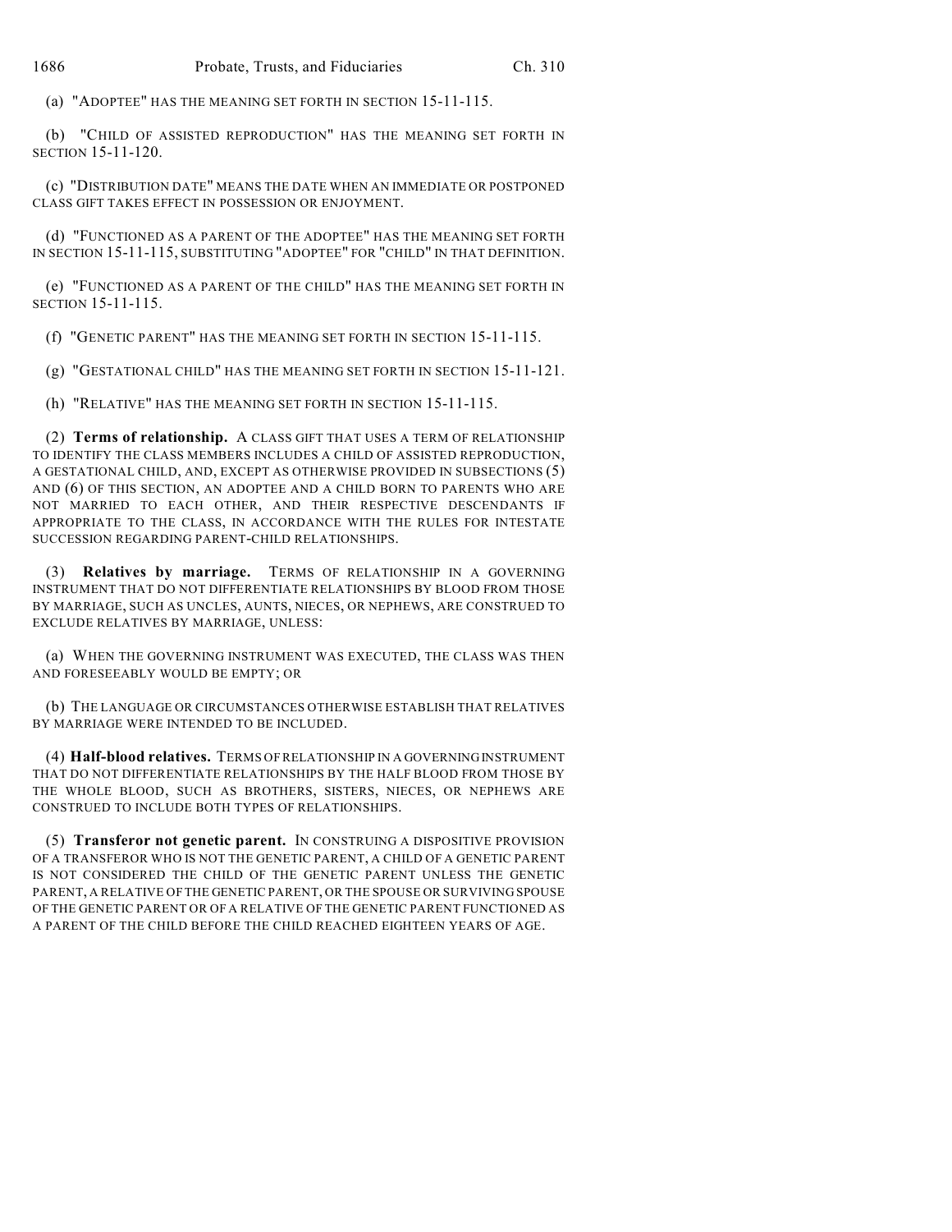(a) "ADOPTEE" HAS THE MEANING SET FORTH IN SECTION 15-11-115.

(b) "CHILD OF ASSISTED REPRODUCTION" HAS THE MEANING SET FORTH IN SECTION 15-11-120.

(c) "DISTRIBUTION DATE" MEANS THE DATE WHEN AN IMMEDIATE OR POSTPONED CLASS GIFT TAKES EFFECT IN POSSESSION OR ENJOYMENT.

(d) "FUNCTIONED AS A PARENT OF THE ADOPTEE" HAS THE MEANING SET FORTH IN SECTION 15-11-115, SUBSTITUTING "ADOPTEE" FOR "CHILD" IN THAT DEFINITION.

(e) "FUNCTIONED AS A PARENT OF THE CHILD" HAS THE MEANING SET FORTH IN SECTION 15-11-115.

(f) "GENETIC PARENT" HAS THE MEANING SET FORTH IN SECTION 15-11-115.

(g) "GESTATIONAL CHILD" HAS THE MEANING SET FORTH IN SECTION 15-11-121.

(h) "RELATIVE" HAS THE MEANING SET FORTH IN SECTION 15-11-115.

(2) **Terms of relationship.** A CLASS GIFT THAT USES A TERM OF RELATIONSHIP TO IDENTIFY THE CLASS MEMBERS INCLUDES A CHILD OF ASSISTED REPRODUCTION, A GESTATIONAL CHILD, AND, EXCEPT AS OTHERWISE PROVIDED IN SUBSECTIONS (5) AND (6) OF THIS SECTION, AN ADOPTEE AND A CHILD BORN TO PARENTS WHO ARE NOT MARRIED TO EACH OTHER, AND THEIR RESPECTIVE DESCENDANTS IF APPROPRIATE TO THE CLASS, IN ACCORDANCE WITH THE RULES FOR INTESTATE SUCCESSION REGARDING PARENT-CHILD RELATIONSHIPS.

(3) **Relatives by marriage.** TERMS OF RELATIONSHIP IN A GOVERNING INSTRUMENT THAT DO NOT DIFFERENTIATE RELATIONSHIPS BY BLOOD FROM THOSE BY MARRIAGE, SUCH AS UNCLES, AUNTS, NIECES, OR NEPHEWS, ARE CONSTRUED TO EXCLUDE RELATIVES BY MARRIAGE, UNLESS:

(a) WHEN THE GOVERNING INSTRUMENT WAS EXECUTED, THE CLASS WAS THEN AND FORESEEABLY WOULD BE EMPTY; OR

(b) THE LANGUAGE OR CIRCUMSTANCES OTHERWISE ESTABLISH THAT RELATIVES BY MARRIAGE WERE INTENDED TO BE INCLUDED.

(4) **Half-blood relatives.** TERMS OF RELATIONSHIP IN A GOVERNING INSTRUMENT THAT DO NOT DIFFERENTIATE RELATIONSHIPS BY THE HALF BLOOD FROM THOSE BY THE WHOLE BLOOD, SUCH AS BROTHERS, SISTERS, NIECES, OR NEPHEWS ARE CONSTRUED TO INCLUDE BOTH TYPES OF RELATIONSHIPS.

(5) **Transferor not genetic parent.** IN CONSTRUING A DISPOSITIVE PROVISION OF A TRANSFEROR WHO IS NOT THE GENETIC PARENT, A CHILD OF A GENETIC PARENT IS NOT CONSIDERED THE CHILD OF THE GENETIC PARENT UNLESS THE GENETIC PARENT, A RELATIVE OF THE GENETIC PARENT, OR THE SPOUSE OR SURVIVING SPOUSE OF THE GENETIC PARENT OR OF A RELATIVE OF THE GENETIC PARENT FUNCTIONED AS A PARENT OF THE CHILD BEFORE THE CHILD REACHED EIGHTEEN YEARS OF AGE.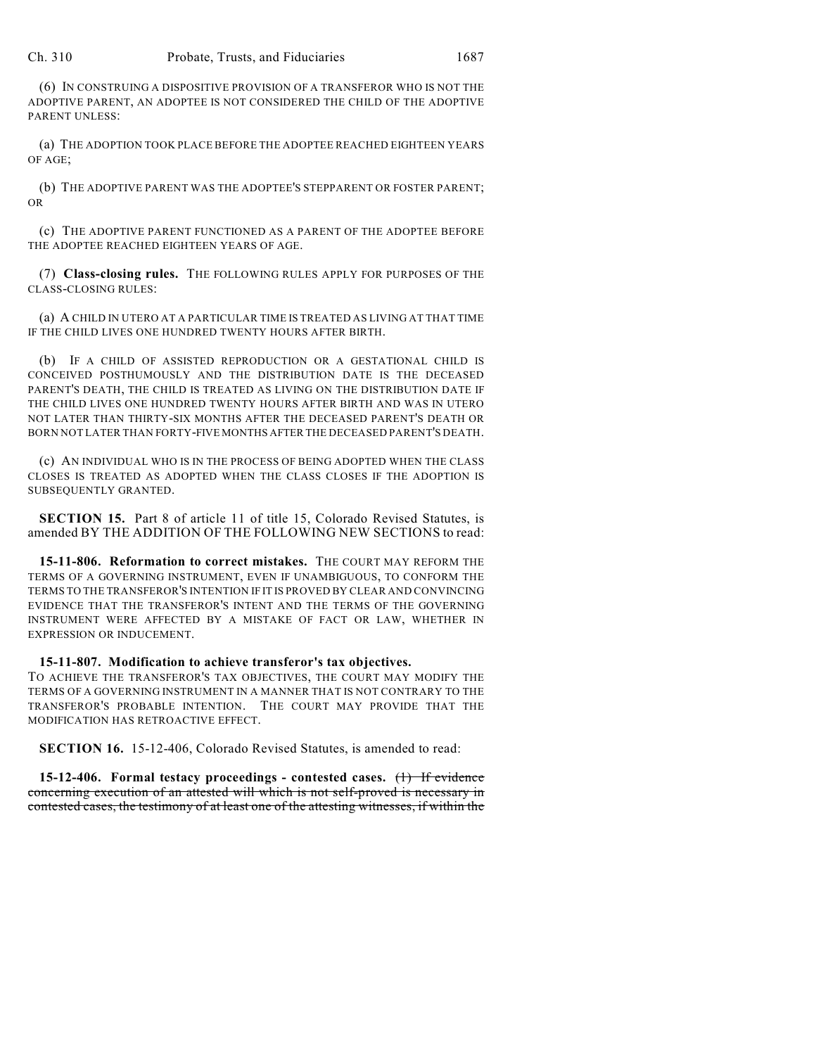(6) IN CONSTRUING A DISPOSITIVE PROVISION OF A TRANSFEROR WHO IS NOT THE ADOPTIVE PARENT, AN ADOPTEE IS NOT CONSIDERED THE CHILD OF THE ADOPTIVE PARENT UNLESS:

(a) THE ADOPTION TOOK PLACE BEFORE THE ADOPTEE REACHED EIGHTEEN YEARS OF AGE;

(b) THE ADOPTIVE PARENT WAS THE ADOPTEE'S STEPPARENT OR FOSTER PARENT; OR

(c) THE ADOPTIVE PARENT FUNCTIONED AS A PARENT OF THE ADOPTEE BEFORE THE ADOPTEE REACHED EIGHTEEN YEARS OF AGE.

(7) **Class-closing rules.** THE FOLLOWING RULES APPLY FOR PURPOSES OF THE CLASS-CLOSING RULES:

(a) A CHILD IN UTERO AT A PARTICULAR TIME IS TREATED AS LIVING AT THAT TIME IF THE CHILD LIVES ONE HUNDRED TWENTY HOURS AFTER BIRTH.

(b) IF A CHILD OF ASSISTED REPRODUCTION OR A GESTATIONAL CHILD IS CONCEIVED POSTHUMOUSLY AND THE DISTRIBUTION DATE IS THE DECEASED PARENT'S DEATH, THE CHILD IS TREATED AS LIVING ON THE DISTRIBUTION DATE IF THE CHILD LIVES ONE HUNDRED TWENTY HOURS AFTER BIRTH AND WAS IN UTERO NOT LATER THAN THIRTY-SIX MONTHS AFTER THE DECEASED PARENT'S DEATH OR BORN NOT LATER THAN FORTY-FIVE MONTHS AFTER THE DECEASED PARENT'S DEATH.

(c) AN INDIVIDUAL WHO IS IN THE PROCESS OF BEING ADOPTED WHEN THE CLASS CLOSES IS TREATED AS ADOPTED WHEN THE CLASS CLOSES IF THE ADOPTION IS SUBSEQUENTLY GRANTED.

**SECTION 15.** Part 8 of article 11 of title 15, Colorado Revised Statutes, is amended BY THE ADDITION OF THE FOLLOWING NEW SECTIONS to read:

**15-11-806. Reformation to correct mistakes.** THE COURT MAY REFORM THE TERMS OF A GOVERNING INSTRUMENT, EVEN IF UNAMBIGUOUS, TO CONFORM THE TERMS TO THE TRANSFEROR'S INTENTION IF IT IS PROVED BY CLEAR AND CONVINCING EVIDENCE THAT THE TRANSFEROR'S INTENT AND THE TERMS OF THE GOVERNING INSTRUMENT WERE AFFECTED BY A MISTAKE OF FACT OR LAW, WHETHER IN EXPRESSION OR INDUCEMENT.

**15-11-807. Modification to achieve transferor's tax objectives.** TO ACHIEVE THE TRANSFEROR'S TAX OBJECTIVES, THE COURT MAY MODIFY THE TERMS OF A GOVERNING INSTRUMENT IN A MANNER THAT IS NOT CONTRARY TO THE TRANSFEROR'S PROBABLE INTENTION. THE COURT MAY PROVIDE THAT THE MODIFICATION HAS RETROACTIVE EFFECT.

**SECTION 16.** 15-12-406, Colorado Revised Statutes, is amended to read:

**15-12-406. Formal testacy proceedings - contested cases.** ~~(1) If evidence concerning execution of an attested will which is not self-proved is necessary in contested cases, the testimony of at least one of the attesting witnesses, if within the~~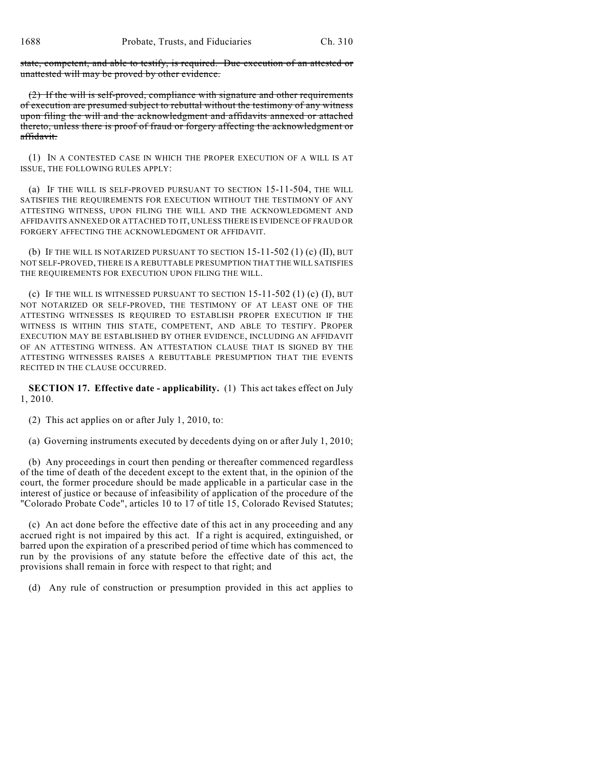~~state, competent, and able to testify, is required. Due execution of an attested or unattested will may be proved by other evidence.~~

~~(2) If the will is self-proved, compliance with signature and other requirements of execution are presumed subject to rebuttal without the testimony of any witness upon filing the will and the acknowledgment and affidavits annexed or attached thereto, unless there is proof of fraud or forgery affecting the acknowledgment or affidavit.~~

(1) IN A CONTESTED CASE IN WHICH THE PROPER EXECUTION OF A WILL IS AT ISSUE, THE FOLLOWING RULES APPLY:

(a) IF THE WILL IS SELF-PROVED PURSUANT TO SECTION 15-11-504, THE WILL SATISFIES THE REQUIREMENTS FOR EXECUTION WITHOUT THE TESTIMONY OF ANY ATTESTING WITNESS, UPON FILING THE WILL AND THE ACKNOWLEDGMENT AND AFFIDAVITS ANNEXED OR ATTACHED TO IT, UNLESS THERE IS EVIDENCE OF FRAUD OR FORGERY AFFECTING THE ACKNOWLEDGMENT OR AFFIDAVIT.

(b) IF THE WILL IS NOTARIZED PURSUANT TO SECTION 15-11-502 (1) (c) (II), BUT NOT SELF-PROVED, THERE IS A REBUTTABLE PRESUMPTION THAT THE WILL SATISFIES THE REQUIREMENTS FOR EXECUTION UPON FILING THE WILL.

(c) IF THE WILL IS WITNESSED PURSUANT TO SECTION 15-11-502 (1) (c) (I), BUT NOT NOTARIZED OR SELF-PROVED, THE TESTIMONY OF AT LEAST ONE OF THE ATTESTING WITNESSES IS REQUIRED TO ESTABLISH PROPER EXECUTION IF THE WITNESS IS WITHIN THIS STATE, COMPETENT, AND ABLE TO TESTIFY. PROPER EXECUTION MAY BE ESTABLISHED BY OTHER EVIDENCE, INCLUDING AN AFFIDAVIT OF AN ATTESTING WITNESS. AN ATTESTATION CLAUSE THAT IS SIGNED BY THE ATTESTING WITNESSES RAISES A REBUTTABLE PRESUMPTION THAT THE EVENTS RECITED IN THE CLAUSE OCCURRED.

**SECTION 17. Effective date - applicability.** (1) This act takes effect on July 1, 2010.

(2) This act applies on or after July 1, 2010, to:

(a) Governing instruments executed by decedents dying on or after July 1, 2010;

(b) Any proceedings in court then pending or thereafter commenced regardless of the time of death of the decedent except to the extent that, in the opinion of the court, the former procedure should be made applicable in a particular case in the interest of justice or because of infeasibility of application of the procedure of the "Colorado Probate Code", articles 10 to 17 of title 15, Colorado Revised Statutes;

(c) An act done before the effective date of this act in any proceeding and any accrued right is not impaired by this act. If a right is acquired, extinguished, or barred upon the expiration of a prescribed period of time which has commenced to run by the provisions of any statute before the effective date of this act, the provisions shall remain in force with respect to that right; and

(d) Any rule of construction or presumption provided in this act applies to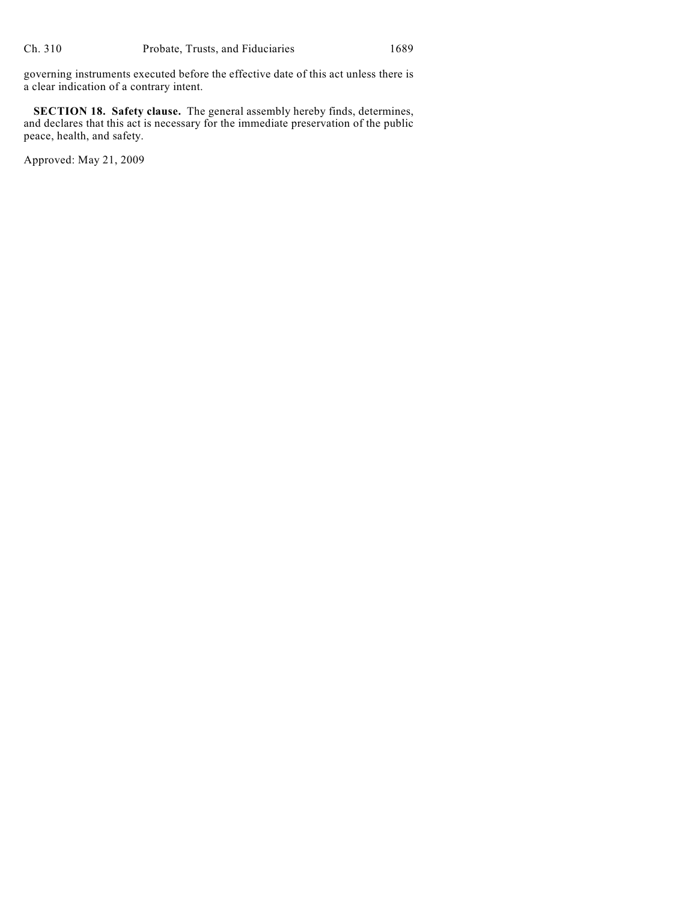governing instruments executed before the effective date of this act unless there is a clear indication of a contrary intent.

**SECTION 18. Safety clause.** The general assembly hereby finds, determines, and declares that this act is necessary for the immediate preservation of the public peace, health, and safety.

Approved: May 21, 2009